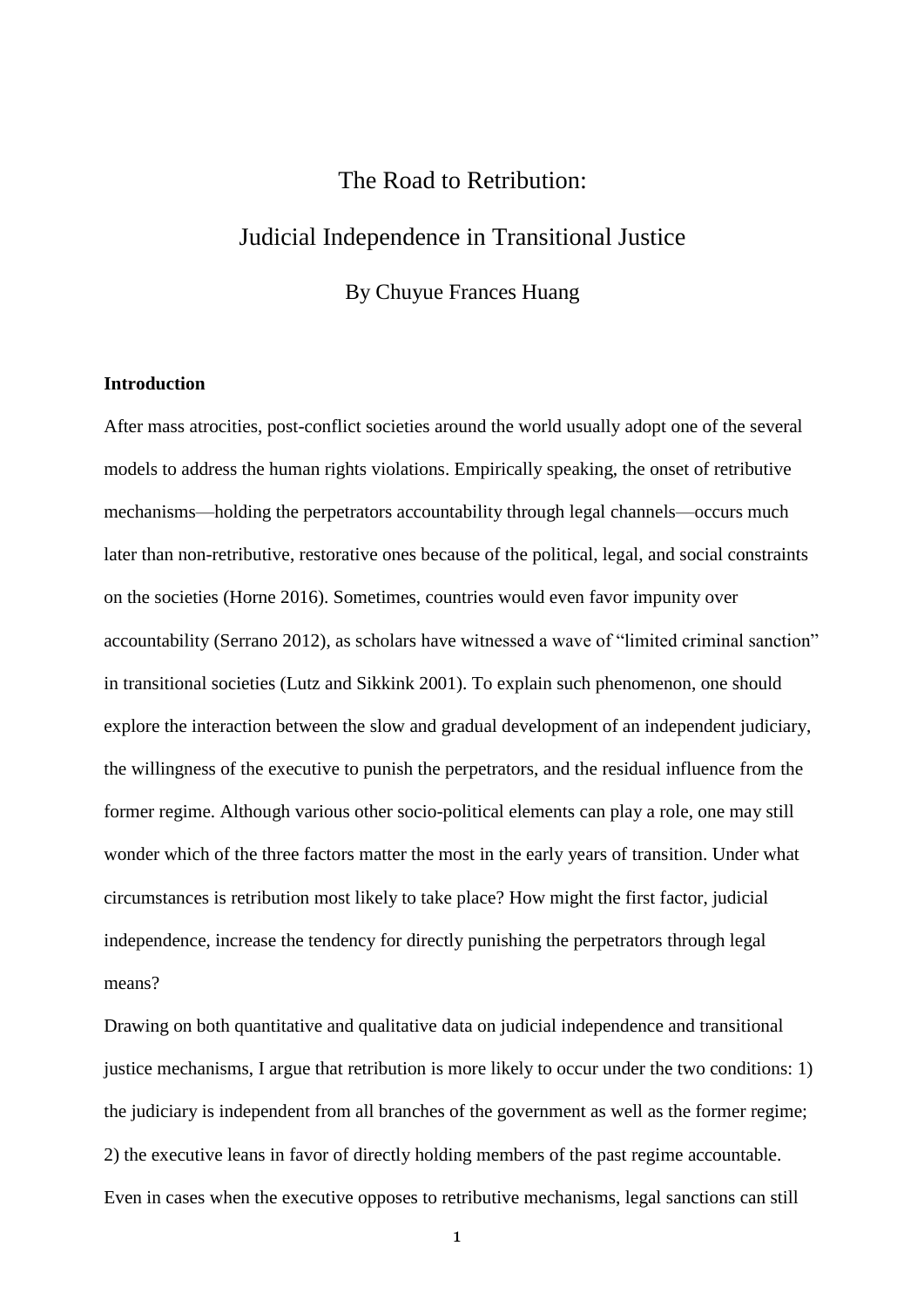# The Road to Retribution:

# Judicial Independence in Transitional Justice

By Chuyue Frances Huang

### Introduction

After mass atrocities, post-conflict societies around the world usually adopt one of the several models to address the human rights violations. Empirically speaking, the onset of retributive mechanisms—holding the perpetrators accountability through legal channels—occurs much later than non-retributive, restorative ones because of the political, legal, and social constraints on the societies (Horne 2016). Sometimes, countries would even favor impunity over accountability (Serrano 2012), as scholars have witnessed a wave of "limited criminal sanction" in transitional societies (Lutz and Sikkink 2001). To explain such phenomenon, one should explore the interaction between the slow and gradual development of an independent judiciary, the willingness of the executive to punish the perpetrators, and the residual influence from the former regime. Although various other socio-political elements can play a role, one may still wonder which of the three factors matter the most in the early years of transition. Under what circumstances is retribution most likely to take place? How might the first factor, judicial independence, increase the tendency for directly punishing the perpetrators through legal means?

Drawing on both quantitative and qualitative data on judicial independence and transitional justice mechanisms, I argue that retribution is more likely to occur under the two conditions: 1) the judiciary is independent from all branches of the government as well as the former regime; 2) the executive leans in favor of directly holding members of the past regime accountable. Even in cases when the executive opposes to retributive mechanisms, legal sanctions can still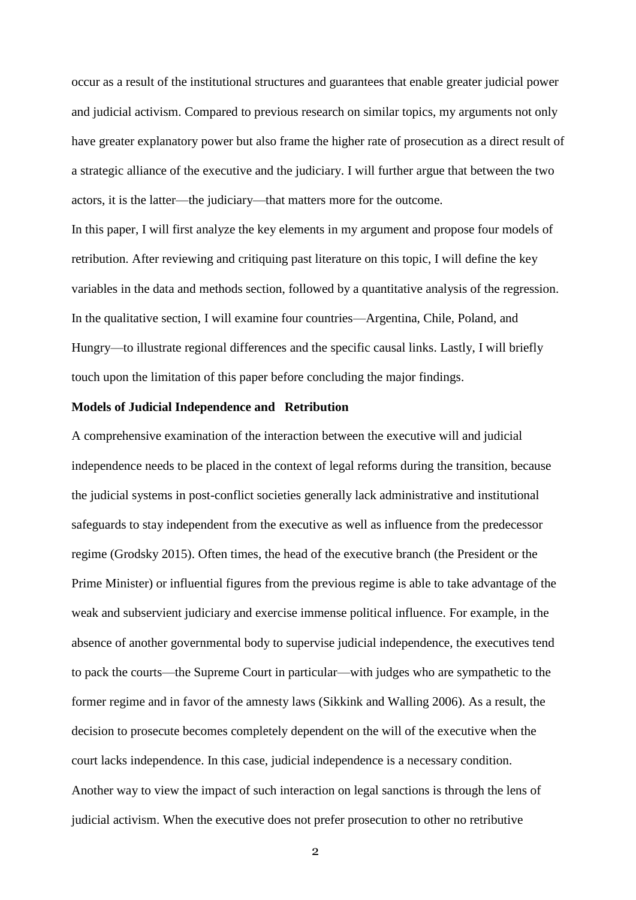occur as a result of the institutional structures and guarantees that enable greater judicial power and judicial activism. Compared to previous research on similar topics, my arguments not only have greater explanatory power but also frame the higher rate of prosecution as a direct result of a strategic alliance of the executive and the judiciary. I will further argue that between the two actors, it is the latter—the judiciary—that matters more for the outcome.

In this paper, I will first analyze the key elements in my argument and propose four models of retribution. After reviewing and critiquing past literature on this topic, I will define the key variables in the data and methods section, followed by a quantitative analysis of the regression. In the qualitative section, I will examine four countries—Argentina, Chile, Poland, and Hungry—to illustrate regional differences and the specific causal links. Lastly, I will briefly touch upon the limitation of this paper before concluding the major findings.

**Models of Judicial Independence and Retribution**

A comprehensive examination of the interaction between the executive will and judicial independence needs to be placed in the context of legal reforms during the transition, because the judicial systems in post-conflict societies generally lack administrative and institutional safeguards to stay independent from the executive as well as influence from the predecessor regime (Grodsky 2015). Often times, the head of the executive branch (the President or the Prime Minister) or influential figures from the previous regime is able to take advantage of the weak and subservient judiciary and exercise immense political influence. For example, in the absence of another governmental body to supervise judicial independence, the executives tend to pack the courts—the Supreme Court in particular—with judges who are sympathetic to the former regime and in favor of the amnesty laws (Sikkink and Walling 2006). As a result, the decision to prosecute becomes completely dependent on the will of the executive when the court lacks independence. In this case, judicial independence is a necessary condition.

Another way to view the impact of such interaction on legal sanctions is through the lens of judicial activism. When the executive does not prefer prosecution to other no retributive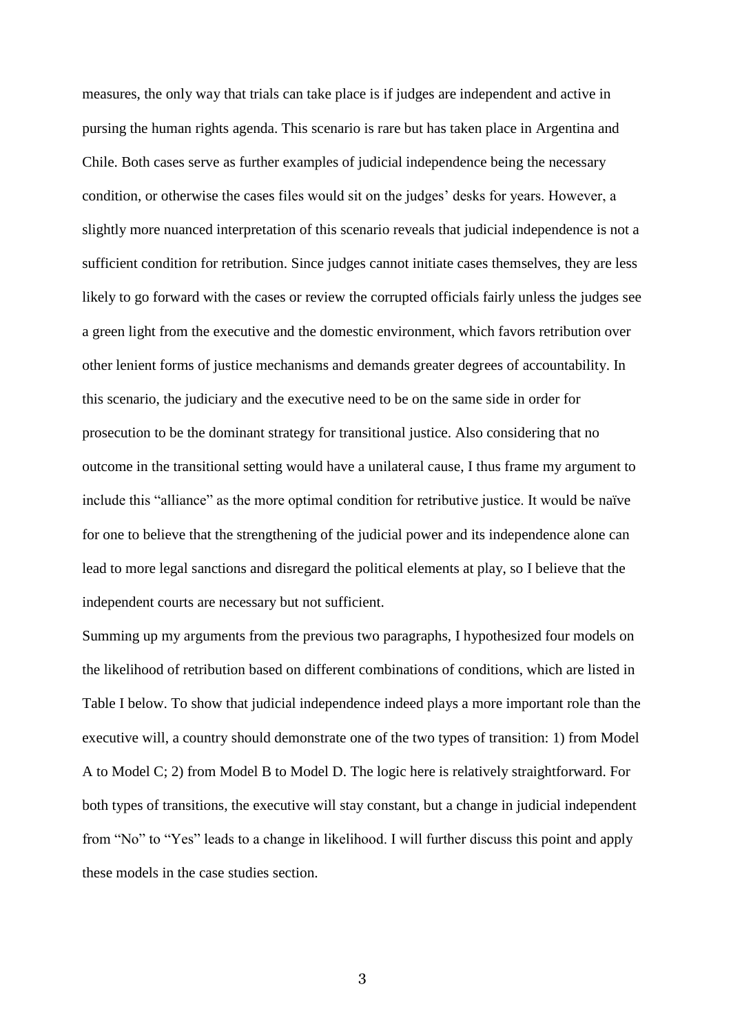measures, the only way that trials can take place is if judges are independent and active in pursing the human rights agenda. This scenario is rare but has taken place in Argentina and Chile. Both cases serve as further examples of judicial independence being the necessary condition, or otherwise the cases files would sit on the judges' desks for years. However, a slightly more nuanced interpretation of this scenario reveals that judicial independence is not a sufficient condition for retribution. Since judges cannot initiate cases themselves, they are less likely to go forward with the cases or review the corrupted officials fairly unless the judges see a green light from the executive and the domestic environment, which favors retribution over other lenient forms of justice mechanisms and demands greater degrees of accountability. In this scenario, the judiciary and the executive need to be on the same side in order for prosecution to be the dominant strategy for transitional justice. Also considering that no outcome in the transitional setting would have a unilateral cause, I thus frame my argument to include this "alliance" as the more optimal condition for retributive justice. It would be naïve for one to believe that the strengthening of the judicial power and its independence alone can lead to more legal sanctions and disregard the political elements at play, so I believe that the independent courts are necessary but not sufficient.

Summing up my arguments from the previous two paragraphs, I hypothesized four models on the likelihood of retribution based on different combinations of conditions, which are listed in Table I below. To show that judicial independence indeed plays a more important role than the executive will, a country should demonstrate one of the two types of transition: 1) from Model A to Model C; 2) from Model B to Model D. The logic here is relatively straightforward. For both types of transitions, the executive will stay constant, but a change in judicial independent from "No" to "Yes" leads to a change in likelihood. I will further discuss this point and apply these models in the case studies section.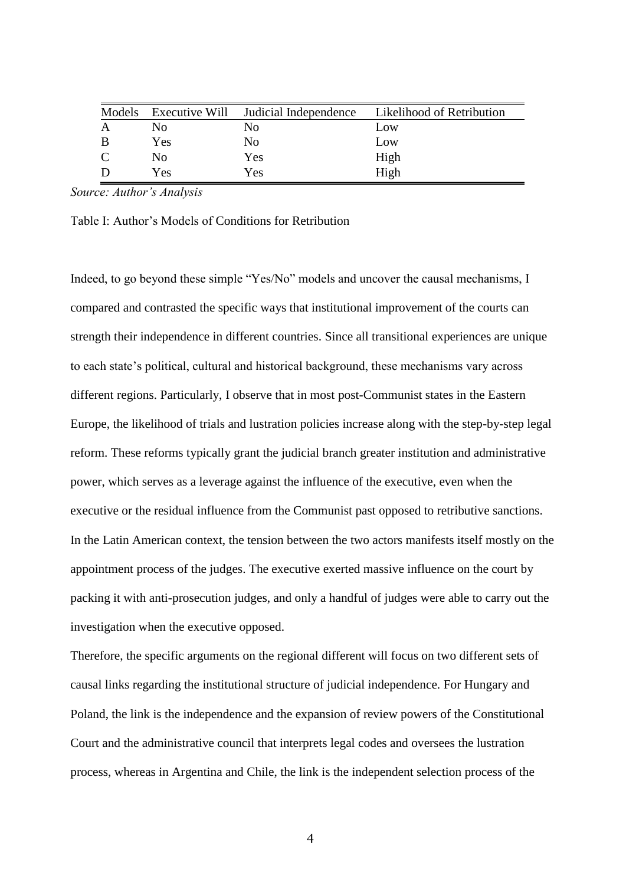| Models | Executive Will | Judicial Independence | Likelihood of Retribution |
|---|---|---|---|
| A | No | No | Low |
| B | Yes | No | Low |
| C | No | Yes | High |
| D | Yes | Yes | High |

*Source: Author's Analysis*

Table I: Author's Models of Conditions for Retribution

Indeed, to go beyond these simple "Yes/No" models and uncover the causal mechanisms, I compared and contrasted the specific ways that institutional improvement of the courts can strength their independence in different countries. Since all transitional experiences are unique to each state's political, cultural and historical background, these mechanisms vary across different regions. Particularly, I observe that in most post-Communist states in the Eastern Europe, the likelihood of trials and lustration policies increase along with the step-by-step legal reform. These reforms typically grant the judicial branch greater institution and administrative power, which serves as a leverage against the influence of the executive, even when the executive or the residual influence from the Communist past opposed to retributive sanctions. In the Latin American context, the tension between the two actors manifests itself mostly on the appointment process of the judges. The executive exerted massive influence on the court by packing it with anti-prosecution judges, and only a handful of judges were able to carry out the investigation when the executive opposed.

Therefore, the specific arguments on the regional different will focus on two different sets of causal links regarding the institutional structure of judicial independence. For Hungary and Poland, the link is the independence and the expansion of review powers of the Constitutional Court and the administrative council that interprets legal codes and oversees the lustration process, whereas in Argentina and Chile, the link is the independent selection process of the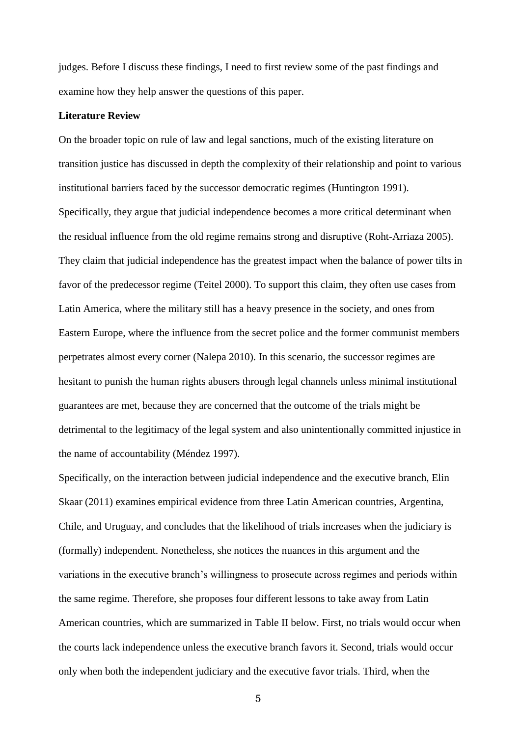judges. Before I discuss these findings, I need to first review some of the past findings and examine how they help answer the questions of this paper.

**Literature Review**

On the broader topic on rule of law and legal sanctions, much of the existing literature on transition justice has discussed in depth the complexity of their relationship and point to various institutional barriers faced by the successor democratic regimes (Huntington 1991). Specifically, they argue that judicial independence becomes a more critical determinant when the residual influence from the old regime remains strong and disruptive (Roht-Arriaza 2005). They claim that judicial independence has the greatest impact when the balance of power tilts in favor of the predecessor regime (Teitel 2000). To support this claim, they often use cases from Latin America, where the military still has a heavy presence in the society, and ones from Eastern Europe, where the influence from the secret police and the former communist members perpetrates almost every corner (Nalepa 2010). In this scenario, the successor regimes are hesitant to punish the human rights abusers through legal channels unless minimal institutional guarantees are met, because they are concerned that the outcome of the trials might be detrimental to the legitimacy of the legal system and also unintentionally committed injustice in the name of accountability (Méndez 1997).

Specifically, on the interaction between judicial independence and the executive branch, Elin Skaar (2011) examines empirical evidence from three Latin American countries, Argentina, Chile, and Uruguay, and concludes that the likelihood of trials increases when the judiciary is (formally) independent. Nonetheless, she notices the nuances in this argument and the variations in the executive branch's willingness to prosecute across regimes and periods within the same regime. Therefore, she proposes four different lessons to take away from Latin American countries, which are summarized in Table II below. First, no trials would occur when the courts lack independence unless the executive branch favors it. Second, trials would occur only when both the independent judiciary and the executive favor trials. Third, when the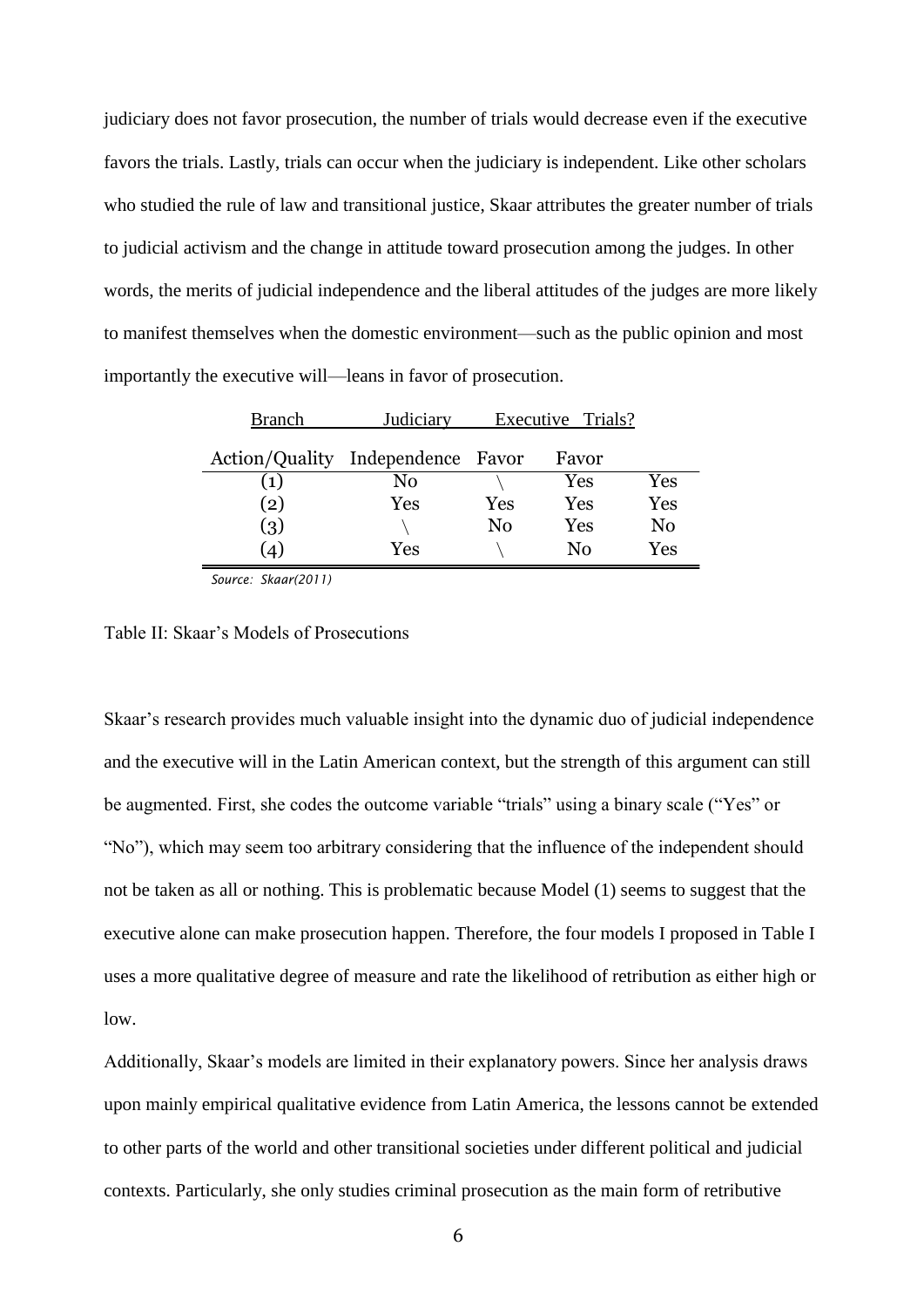judiciary does not favor prosecution, the number of trials would decrease even if the executive favors the trials. Lastly, trials can occur when the judiciary is independent. Like other scholars who studied the rule of law and transitional justice, Skaar attributes the greater number of trials to judicial activism and the change in attitude toward prosecution among the judges. In other words, the merits of judicial independence and the liberal attitudes of the judges are more likely to manifest themselves when the domestic environment—such as the public opinion and most importantly the executive will—leans in favor of prosecution.

| Branch | Judiciary | | Executive | Trials? |
|---|---|---|---|---|
| Action/Quality | Independence | Favor | Favor | |
| (1) | No | \ | Yes | Yes |
| (2) | Yes | Yes | Yes | Yes |
| (3) | \ | No | Yes | No |
| (4) | Yes | \ | No | Yes |

*Source: Skaar(2011)*

Table II: Skaar's Models of Prosecutions

Skaar's research provides much valuable insight into the dynamic duo of judicial independence and the executive will in the Latin American context, but the strength of this argument can still be augmented. First, she codes the outcome variable "trials" using a binary scale ("Yes" or "No"), which may seem too arbitrary considering that the influence of the independent should not be taken as all or nothing. This is problematic because Model (1) seems to suggest that the executive alone can make prosecution happen. Therefore, the four models I proposed in Table I uses a more qualitative degree of measure and rate the likelihood of retribution as either high or low.

Additionally, Skaar's models are limited in their explanatory powers. Since her analysis draws upon mainly empirical qualitative evidence from Latin America, the lessons cannot be extended to other parts of the world and other transitional societies under different political and judicial contexts. Particularly, she only studies criminal prosecution as the main form of retributive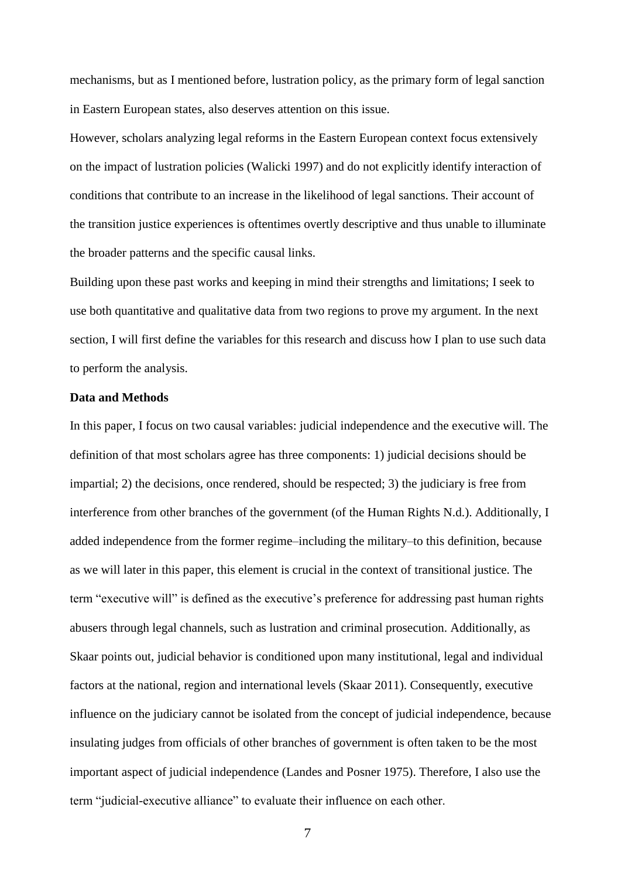mechanisms, but as I mentioned before, lustration policy, as the primary form of legal sanction in Eastern European states, also deserves attention on this issue.

However, scholars analyzing legal reforms in the Eastern European context focus extensively on the impact of lustration policies (Walicki 1997) and do not explicitly identify interaction of conditions that contribute to an increase in the likelihood of legal sanctions. Their account of the transition justice experiences is oftentimes overtly descriptive and thus unable to illuminate the broader patterns and the specific causal links.

Building upon these past works and keeping in mind their strengths and limitations; I seek to use both quantitative and qualitative data from two regions to prove my argument. In the next section, I will first define the variables for this research and discuss how I plan to use such data to perform the analysis.

**Data and Methods**

In this paper, I focus on two causal variables: judicial independence and the executive will. The definition of that most scholars agree has three components: 1) judicial decisions should be impartial; 2) the decisions, once rendered, should be respected; 3) the judiciary is free from interference from other branches of the government (of the Human Rights N.d.). Additionally, I added independence from the former regime–including the military–to this definition, because as we will later in this paper, this element is crucial in the context of transitional justice. The term "executive will" is defined as the executive's preference for addressing past human rights abusers through legal channels, such as lustration and criminal prosecution. Additionally, as Skaar points out, judicial behavior is conditioned upon many institutional, legal and individual factors at the national, region and international levels (Skaar 2011). Consequently, executive influence on the judiciary cannot be isolated from the concept of judicial independence, because insulating judges from officials of other branches of government is often taken to be the most important aspect of judicial independence (Landes and Posner 1975). Therefore, I also use the term "judicial-executive alliance" to evaluate their influence on each other.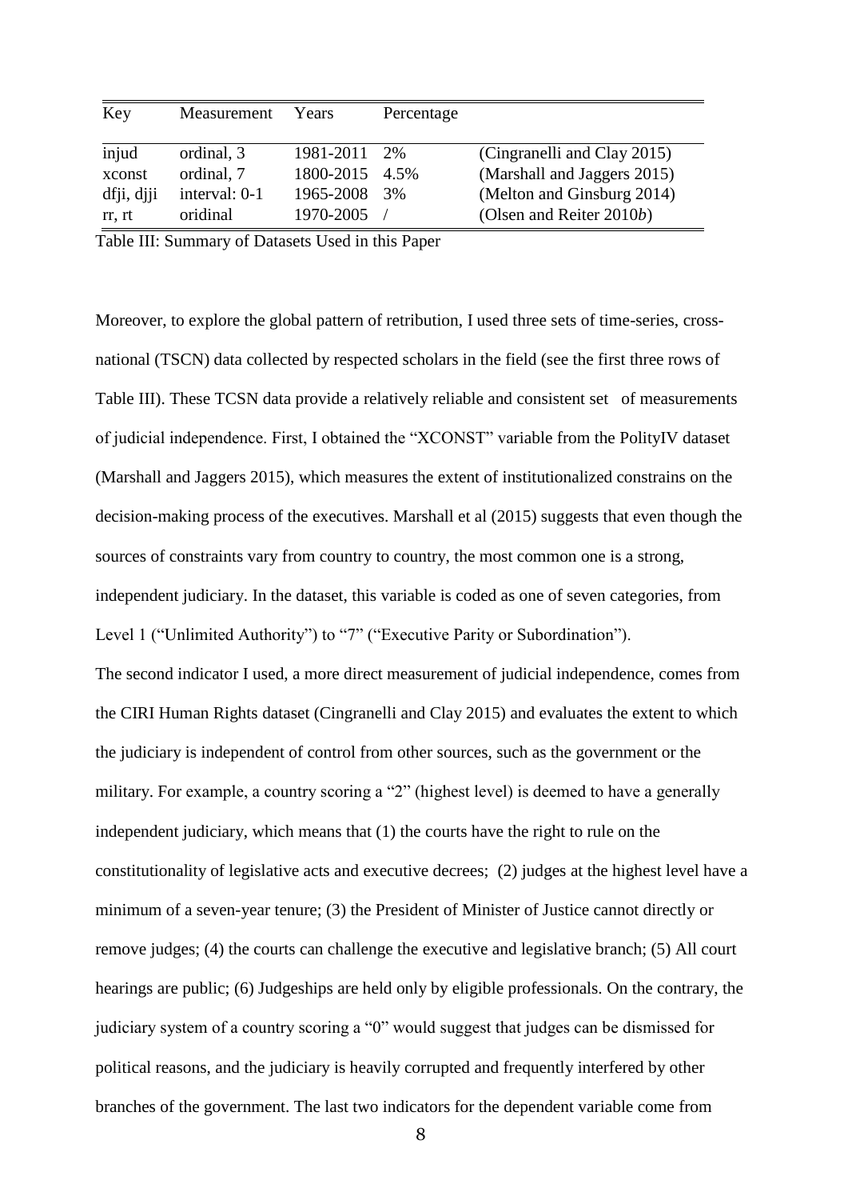| Key | Measurement | Years | Percentage | |
|---|---|---|---|---|
| injud | ordinal, 3 | 1981-2011 | 2% | (Cingranelli and Clay 2015) |
| xconst | ordinal, 7 | 1800-2015 | 4.5% | (Marshall and Jaggers 2015) |
| dfji, djji | interval: 0-1 | 1965-2008 | 3% | (Melton and Ginsburg 2014) |
| rr, rt | oridinal | 1970-2005 | / | (Olsen and Reiter 2010*b*) |

Table III: Summary of Datasets Used in this Paper

Moreover, to explore the global pattern of retribution, I used three sets of time-series, cross-national (TSCN) data collected by respected scholars in the field (see the first three rows of Table III). These TCSN data provide a relatively reliable and consistent set of measurements of judicial independence. First, I obtained the "XCONST" variable from the PolityIV dataset (Marshall and Jaggers 2015), which measures the extent of institutionalized constrains on the decision-making process of the executives. Marshall et al (2015) suggests that even though the sources of constraints vary from country to country, the most common one is a strong, independent judiciary. In the dataset, this variable is coded as one of seven categories, from Level 1 ("Unlimited Authority") to "7" ("Executive Parity or Subordination").

The second indicator I used, a more direct measurement of judicial independence, comes from the CIRI Human Rights dataset (Cingranelli and Clay 2015) and evaluates the extent to which the judiciary is independent of control from other sources, such as the government or the military. For example, a country scoring a "2" (highest level) is deemed to have a generally independent judiciary, which means that (1) the courts have the right to rule on the constitutionality of legislative acts and executive decrees; (2) judges at the highest level have a minimum of a seven-year tenure; (3) the President of Minister of Justice cannot directly or remove judges; (4) the courts can challenge the executive and legislative branch; (5) All court hearings are public; (6) Judgeships are held only by eligible professionals. On the contrary, the judiciary system of a country scoring a "0" would suggest that judges can be dismissed for political reasons, and the judiciary is heavily corrupted and frequently interfered by other branches of the government. The last two indicators for the dependent variable come from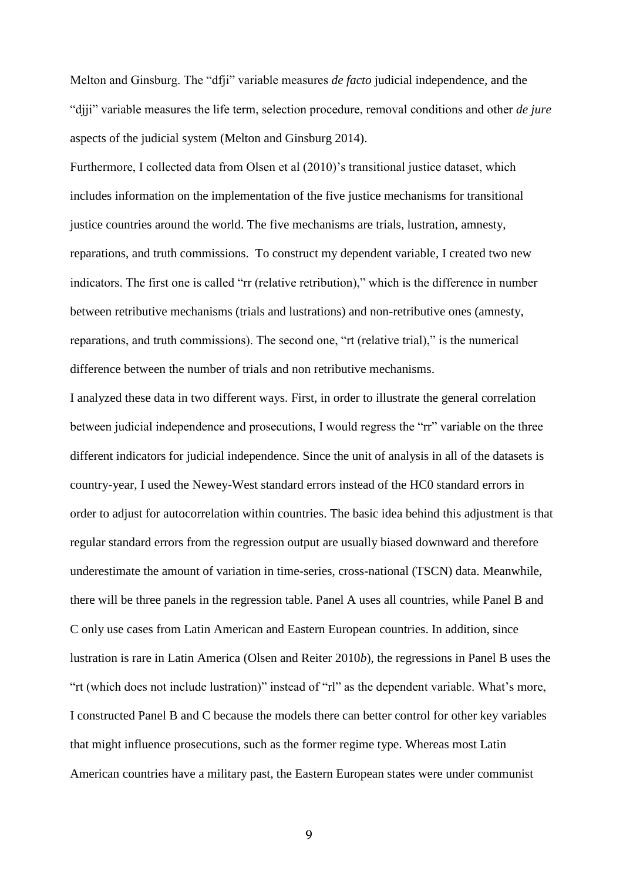Melton and Ginsburg. The "dfji" variable measures *de facto* judicial independence, and the "djji" variable measures the life term, selection procedure, removal conditions and other *de jure* aspects of the judicial system (Melton and Ginsburg 2014).

Furthermore, I collected data from Olsen et al (2010)'s transitional justice dataset, which includes information on the implementation of the five justice mechanisms for transitional justice countries around the world. The five mechanisms are trials, lustration, amnesty, reparations, and truth commissions. To construct my dependent variable, I created two new indicators. The first one is called "rr (relative retribution)," which is the difference in number between retributive mechanisms (trials and lustrations) and non-retributive ones (amnesty, reparations, and truth commissions). The second one, "rt (relative trial)," is the numerical difference between the number of trials and non retributive mechanisms.

I analyzed these data in two different ways. First, in order to illustrate the general correlation between judicial independence and prosecutions, I would regress the "rr" variable on the three different indicators for judicial independence. Since the unit of analysis in all of the datasets is country-year, I used the Newey-West standard errors instead of the HC0 standard errors in order to adjust for autocorrelation within countries. The basic idea behind this adjustment is that regular standard errors from the regression output are usually biased downward and therefore underestimate the amount of variation in time-series, cross-national (TSCN) data. Meanwhile, there will be three panels in the regression table. Panel A uses all countries, while Panel B and C only use cases from Latin American and Eastern European countries. In addition, since lustration is rare in Latin America (Olsen and Reiter 2010*b*), the regressions in Panel B uses the "rt (which does not include lustration)" instead of "rl" as the dependent variable. What's more, I constructed Panel B and C because the models there can better control for other key variables that might influence prosecutions, such as the former regime type. Whereas most Latin American countries have a military past, the Eastern European states were under communist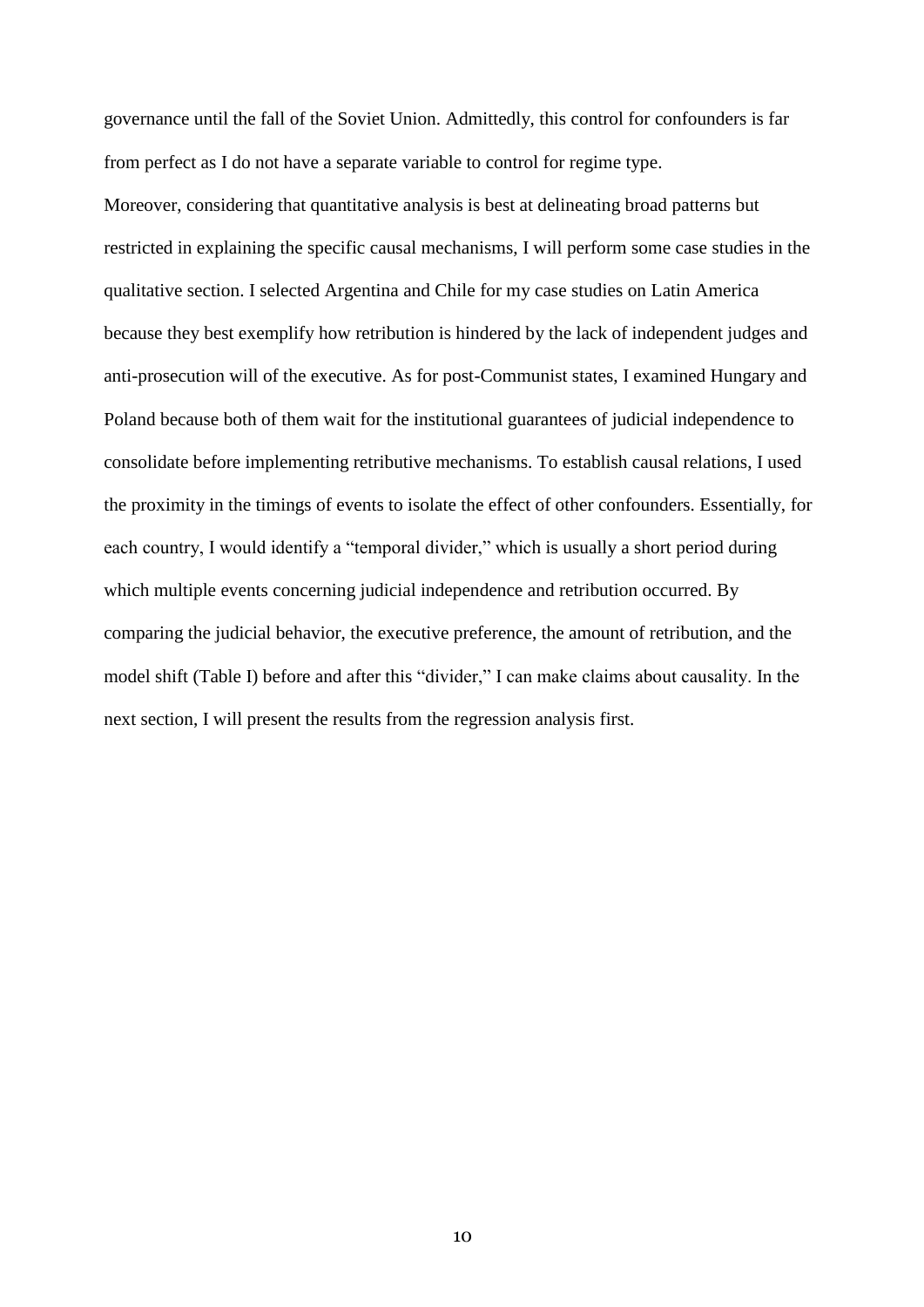governance until the fall of the Soviet Union. Admittedly, this control for confounders is far from perfect as I do not have a separate variable to control for regime type.

Moreover, considering that quantitative analysis is best at delineating broad patterns but restricted in explaining the specific causal mechanisms, I will perform some case studies in the qualitative section. I selected Argentina and Chile for my case studies on Latin America because they best exemplify how retribution is hindered by the lack of independent judges and anti-prosecution will of the executive. As for post-Communist states, I examined Hungary and Poland because both of them wait for the institutional guarantees of judicial independence to consolidate before implementing retributive mechanisms. To establish causal relations, I used the proximity in the timings of events to isolate the effect of other confounders. Essentially, for each country, I would identify a "temporal divider," which is usually a short period during which multiple events concerning judicial independence and retribution occurred. By comparing the judicial behavior, the executive preference, the amount of retribution, and the model shift (Table I) before and after this "divider," I can make claims about causality. In the next section, I will present the results from the regression analysis first.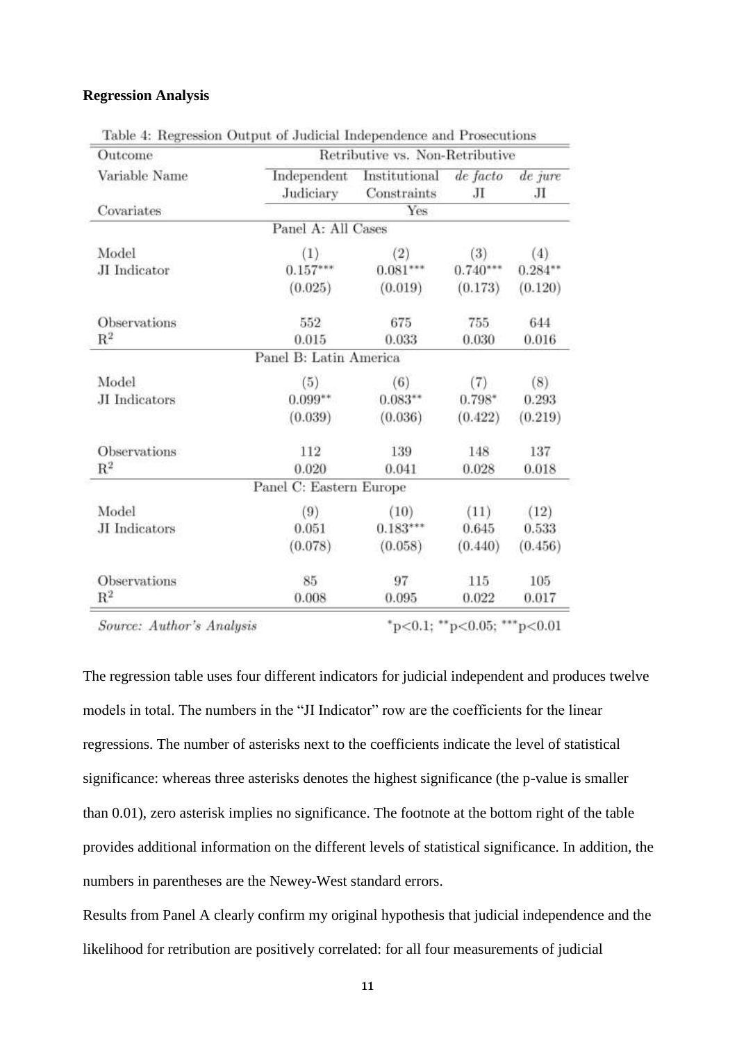**Regression Analysis**

Table 4: Regression Output of Judicial Independence and Prosecutions

| Outcome | Retributive vs. Non-Retributive | | | |
|---|---|---|---|---|
| Variable Name | Independent Judiciary | Institutional Constraints | *de facto* JI | *de jure* JI |
| Covariates | Yes | | | |
| **Panel A: All Cases** | | | | |
| Model | (1) | (2) | (3) | (4) |
| JI Indicator | 0.157*** | 0.081*** | 0.740*** | 0.284** |
| | (0.025) | (0.019) | (0.173) | (0.120) |
| Observations | 552 | 675 | 755 | 644 |
| $R^2$ | 0.015 | 0.033 | 0.030 | 0.016 |
| **Panel B: Latin America** | | | | |
| Model | (5) | (6) | (7) | (8) |
| JI Indicators | 0.099** | 0.083** | 0.798* | 0.293 |
| | (0.039) | (0.036) | (0.422) | (0.219) |
| Observations | 112 | 139 | 148 | 137 |
| $R^2$ | 0.020 | 0.041 | 0.028 | 0.018 |
| **Panel C: Eastern Europe** | | | | |
| Model | (9) | (10) | (11) | (12) |
| JI Indicators | 0.051 | 0.183*** | 0.645 | 0.533 |
| | (0.078) | (0.058) | (0.440) | (0.456) |
| Observations | 85 | 97 | 115 | 105 |
| $R^2$ | 0.008 | 0.095 | 0.022 | 0.017 |

*Source: Author's Analysis* $^{*}p<0.1$; $^{**}p<0.05$; $^{***}p<0.01$

The regression table uses four different indicators for judicial independent and produces twelve models in total. The numbers in the "JI Indicator" row are the coefficients for the linear regressions. The number of asterisks next to the coefficients indicate the level of statistical significance: whereas three asterisks denotes the highest significance (the p-value is smaller than 0.01), zero asterisk implies no significance. The footnote at the bottom right of the table provides additional information on the different levels of statistical significance. In addition, the numbers in parentheses are the Newey-West standard errors.

Results from Panel A clearly confirm my original hypothesis that judicial independence and the likelihood for retribution are positively correlated: for all four measurements of judicial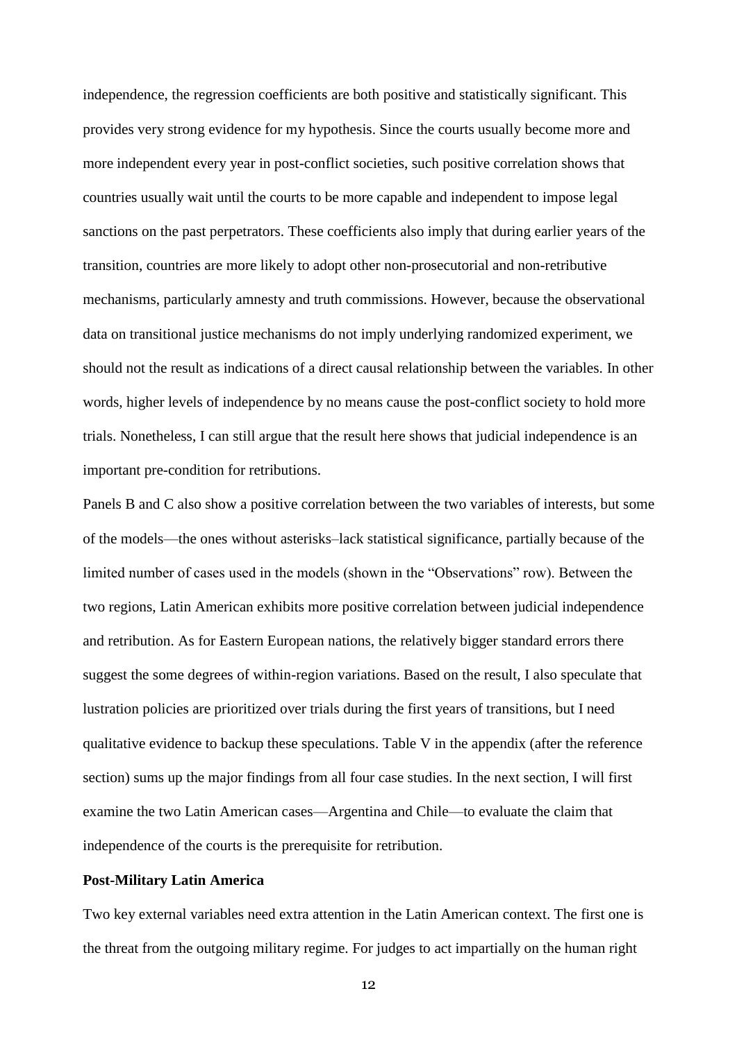independence, the regression coefficients are both positive and statistically significant. This provides very strong evidence for my hypothesis. Since the courts usually become more and more independent every year in post-conflict societies, such positive correlation shows that countries usually wait until the courts to be more capable and independent to impose legal sanctions on the past perpetrators. These coefficients also imply that during earlier years of the transition, countries are more likely to adopt other non-prosecutorial and non-retributive mechanisms, particularly amnesty and truth commissions. However, because the observational data on transitional justice mechanisms do not imply underlying randomized experiment, we should not the result as indications of a direct causal relationship between the variables. In other words, higher levels of independence by no means cause the post-conflict society to hold more trials. Nonetheless, I can still argue that the result here shows that judicial independence is an important pre-condition for retributions.

Panels B and C also show a positive correlation between the two variables of interests, but some of the models—the ones without asterisks–lack statistical significance, partially because of the limited number of cases used in the models (shown in the "Observations" row). Between the two regions, Latin American exhibits more positive correlation between judicial independence and retribution. As for Eastern European nations, the relatively bigger standard errors there suggest the some degrees of within-region variations. Based on the result, I also speculate that lustration policies are prioritized over trials during the first years of transitions, but I need qualitative evidence to backup these speculations. Table V in the appendix (after the reference section) sums up the major findings from all four case studies. In the next section, I will first examine the two Latin American cases—Argentina and Chile—to evaluate the claim that independence of the courts is the prerequisite for retribution.

**Post-Military Latin America**

Two key external variables need extra attention in the Latin American context. The first one is the threat from the outgoing military regime. For judges to act impartially on the human right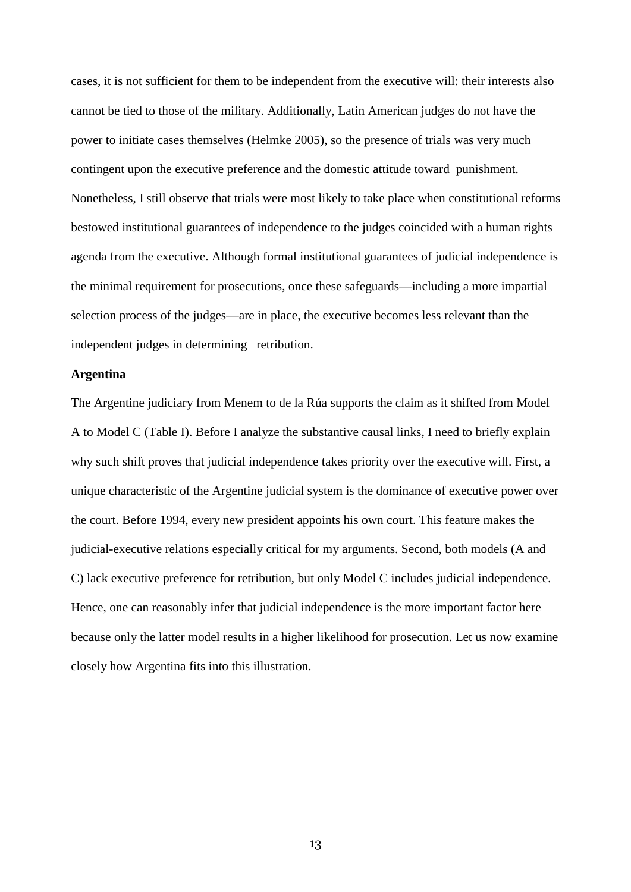cases, it is not sufficient for them to be independent from the executive will: their interests also cannot be tied to those of the military. Additionally, Latin American judges do not have the power to initiate cases themselves (Helmke 2005), so the presence of trials was very much contingent upon the executive preference and the domestic attitude toward punishment. Nonetheless, I still observe that trials were most likely to take place when constitutional reforms bestowed institutional guarantees of independence to the judges coincided with a human rights agenda from the executive. Although formal institutional guarantees of judicial independence is the minimal requirement for prosecutions, once these safeguards—including a more impartial selection process of the judges—are in place, the executive becomes less relevant than the independent judges in determining retribution.

**Argentina**

The Argentine judiciary from Menem to de la Rúa supports the claim as it shifted from Model A to Model C (Table I). Before I analyze the substantive causal links, I need to briefly explain why such shift proves that judicial independence takes priority over the executive will. First, a unique characteristic of the Argentine judicial system is the dominance of executive power over the court. Before 1994, every new president appoints his own court. This feature makes the judicial-executive relations especially critical for my arguments. Second, both models (A and C) lack executive preference for retribution, but only Model C includes judicial independence. Hence, one can reasonably infer that judicial independence is the more important factor here because only the latter model results in a higher likelihood for prosecution. Let us now examine closely how Argentina fits into this illustration.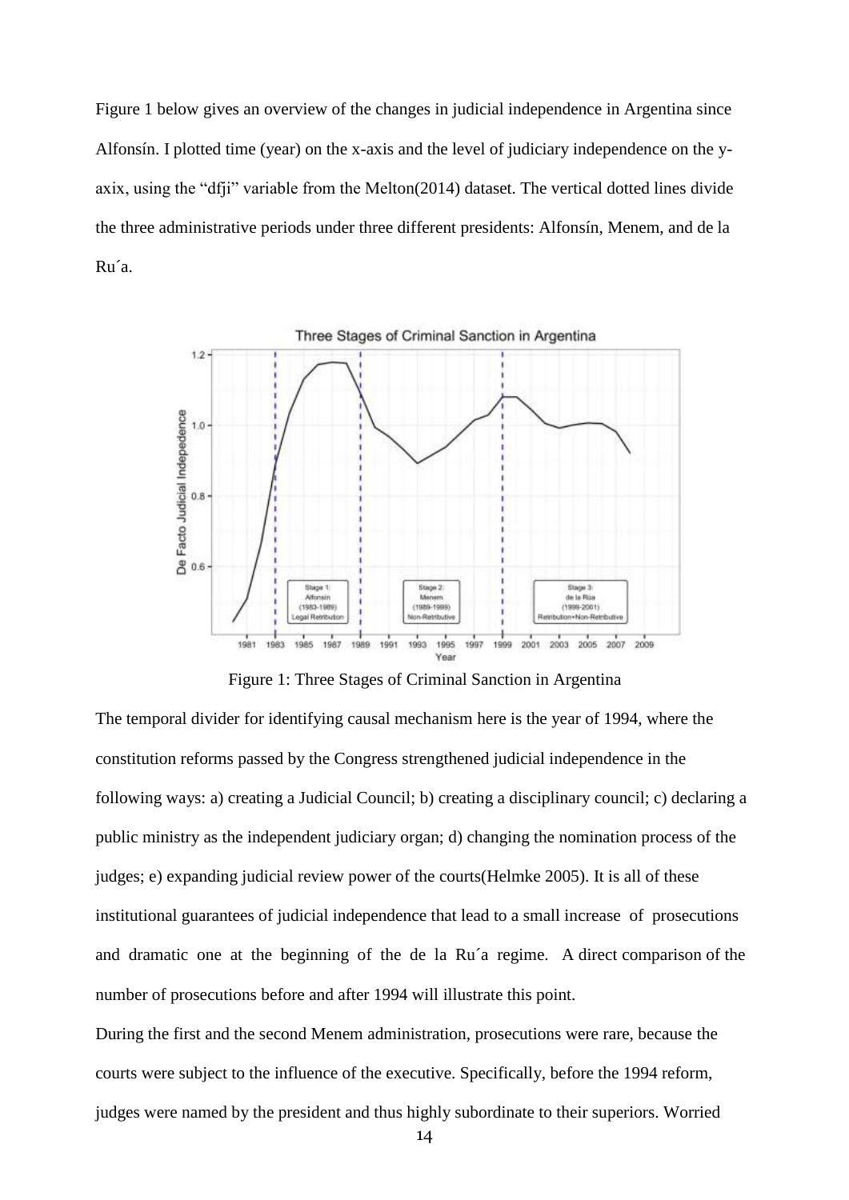Figure 1 below gives an overview of the changes in judicial independence in Argentina since Alfonsín. I plotted time (year) on the x-axis and the level of judiciary independence on the y-axix, using the "dfji" variable from the Melton(2014) dataset. The vertical dotted lines divide the three administrative periods under three different presidents: Alfonsín, Menem, and de la Ru´a.

Figure 1: Three Stages of Criminal Sanction in Argentina

The temporal divider for identifying causal mechanism here is the year of 1994, where the constitution reforms passed by the Congress strengthened judicial independence in the following ways: a) creating a Judicial Council; b) creating a disciplinary council; c) declaring a public ministry as the independent judiciary organ; d) changing the nomination process of the judges; e) expanding judicial review power of the courts(Helmke 2005). It is all of these institutional guarantees of judicial independence that lead to a small increase of prosecutions and dramatic one at the beginning of the de la Ru´a regime. A direct comparison of the number of prosecutions before and after 1994 will illustrate this point.

During the first and the second Menem administration, prosecutions were rare, because the courts were subject to the influence of the executive. Specifically, before the 1994 reform, judges were named by the president and thus highly subordinate to their superiors. Worried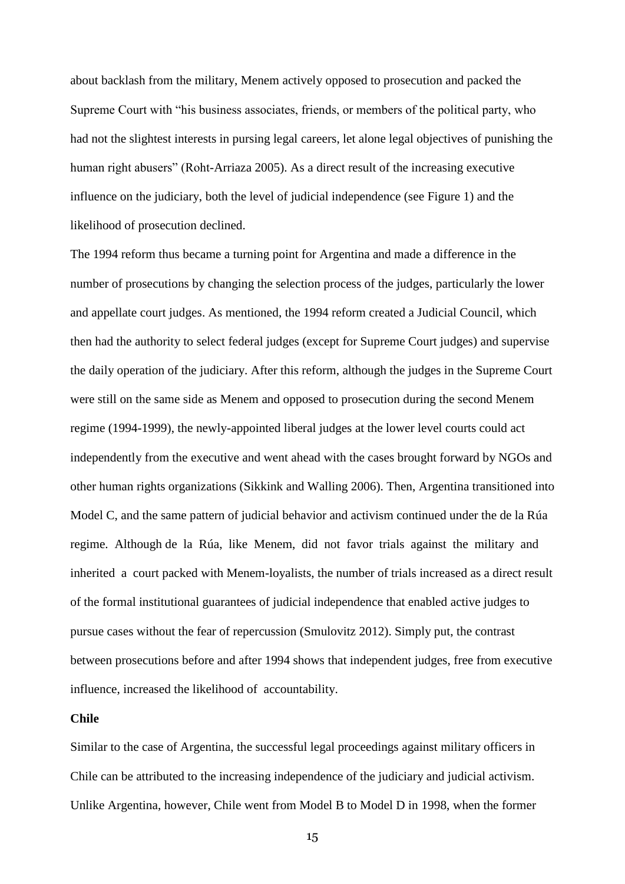about backlash from the military, Menem actively opposed to prosecution and packed the Supreme Court with "his business associates, friends, or members of the political party, who had not the slightest interests in pursing legal careers, let alone legal objectives of punishing the human right abusers" (Roht-Arriaza 2005). As a direct result of the increasing executive influence on the judiciary, both the level of judicial independence (see Figure 1) and the likelihood of prosecution declined.

The 1994 reform thus became a turning point for Argentina and made a difference in the number of prosecutions by changing the selection process of the judges, particularly the lower and appellate court judges. As mentioned, the 1994 reform created a Judicial Council, which then had the authority to select federal judges (except for Supreme Court judges) and supervise the daily operation of the judiciary. After this reform, although the judges in the Supreme Court were still on the same side as Menem and opposed to prosecution during the second Menem regime (1994-1999), the newly-appointed liberal judges at the lower level courts could act independently from the executive and went ahead with the cases brought forward by NGOs and other human rights organizations (Sikkink and Walling 2006). Then, Argentina transitioned into Model C, and the same pattern of judicial behavior and activism continued under the de la Rúa regime. Although de la Rúa, like Menem, did not favor trials against the military and inherited a court packed with Menem-loyalists, the number of trials increased as a direct result of the formal institutional guarantees of judicial independence that enabled active judges to pursue cases without the fear of repercussion (Smulovitz 2012). Simply put, the contrast between prosecutions before and after 1994 shows that independent judges, free from executive influence, increased the likelihood of accountability.

**Chile**

Similar to the case of Argentina, the successful legal proceedings against military officers in Chile can be attributed to the increasing independence of the judiciary and judicial activism. Unlike Argentina, however, Chile went from Model B to Model D in 1998, when the former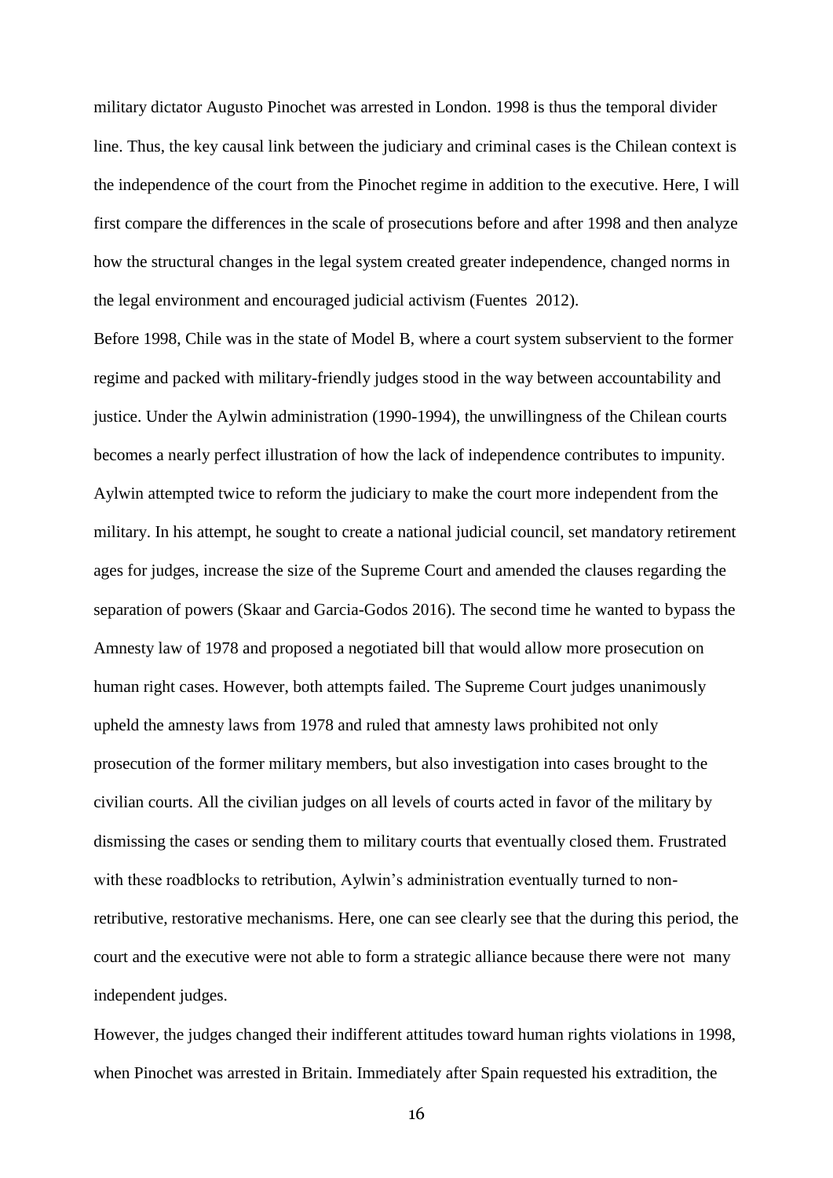military dictator Augusto Pinochet was arrested in London. 1998 is thus the temporal divider line. Thus, the key causal link between the judiciary and criminal cases is the Chilean context is the independence of the court from the Pinochet regime in addition to the executive. Here, I will first compare the differences in the scale of prosecutions before and after 1998 and then analyze how the structural changes in the legal system created greater independence, changed norms in the legal environment and encouraged judicial activism (Fuentes 2012).

Before 1998, Chile was in the state of Model B, where a court system subservient to the former regime and packed with military-friendly judges stood in the way between accountability and justice. Under the Aylwin administration (1990-1994), the unwillingness of the Chilean courts becomes a nearly perfect illustration of how the lack of independence contributes to impunity. Aylwin attempted twice to reform the judiciary to make the court more independent from the military. In his attempt, he sought to create a national judicial council, set mandatory retirement ages for judges, increase the size of the Supreme Court and amended the clauses regarding the separation of powers (Skaar and Garcia-Godos 2016). The second time he wanted to bypass the Amnesty law of 1978 and proposed a negotiated bill that would allow more prosecution on human right cases. However, both attempts failed. The Supreme Court judges unanimously upheld the amnesty laws from 1978 and ruled that amnesty laws prohibited not only prosecution of the former military members, but also investigation into cases brought to the civilian courts. All the civilian judges on all levels of courts acted in favor of the military by dismissing the cases or sending them to military courts that eventually closed them. Frustrated with these roadblocks to retribution, Aylwin's administration eventually turned to non-retributive, restorative mechanisms. Here, one can see clearly see that the during this period, the court and the executive were not able to form a strategic alliance because there were not many independent judges.

However, the judges changed their indifferent attitudes toward human rights violations in 1998, when Pinochet was arrested in Britain. Immediately after Spain requested his extradition, the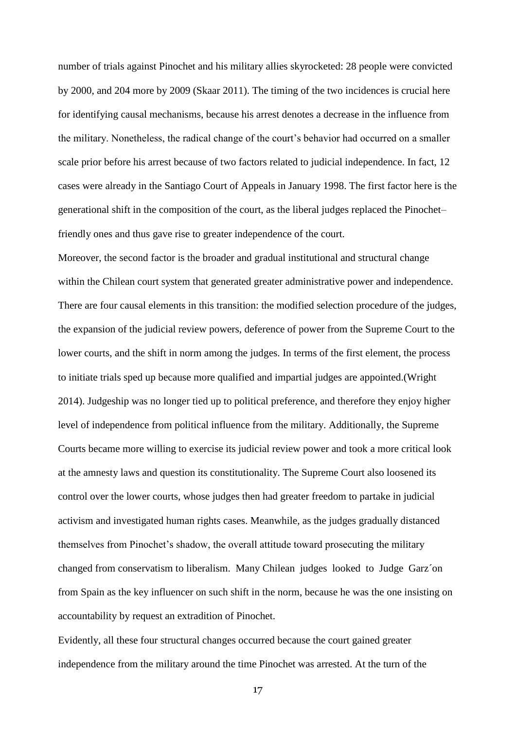number of trials against Pinochet and his military allies skyrocketed: 28 people were convicted by 2000, and 204 more by 2009 (Skaar 2011). The timing of the two incidences is crucial here for identifying causal mechanisms, because his arrest denotes a decrease in the influence from the military. Nonetheless, the radical change of the court's behavior had occurred on a smaller scale prior before his arrest because of two factors related to judicial independence. In fact, 12 cases were already in the Santiago Court of Appeals in January 1998. The first factor here is the generational shift in the composition of the court, as the liberal judges replaced the Pinochet–friendly ones and thus gave rise to greater independence of the court.

Moreover, the second factor is the broader and gradual institutional and structural change within the Chilean court system that generated greater administrative power and independence. There are four causal elements in this transition: the modified selection procedure of the judges, the expansion of the judicial review powers, deference of power from the Supreme Court to the lower courts, and the shift in norm among the judges. In terms of the first element, the process to initiate trials sped up because more qualified and impartial judges are appointed.(Wright 2014). Judgeship was no longer tied up to political preference, and therefore they enjoy higher level of independence from political influence from the military. Additionally, the Supreme Courts became more willing to exercise its judicial review power and took a more critical look at the amnesty laws and question its constitutionality. The Supreme Court also loosened its control over the lower courts, whose judges then had greater freedom to partake in judicial activism and investigated human rights cases. Meanwhile, as the judges gradually distanced themselves from Pinochet's shadow, the overall attitude toward prosecuting the military changed from conservatism to liberalism. Many Chilean judges looked to Judge Garz´on from Spain as the key influencer on such shift in the norm, because he was the one insisting on accountability by request an extradition of Pinochet.

Evidently, all these four structural changes occurred because the court gained greater independence from the military around the time Pinochet was arrested. At the turn of the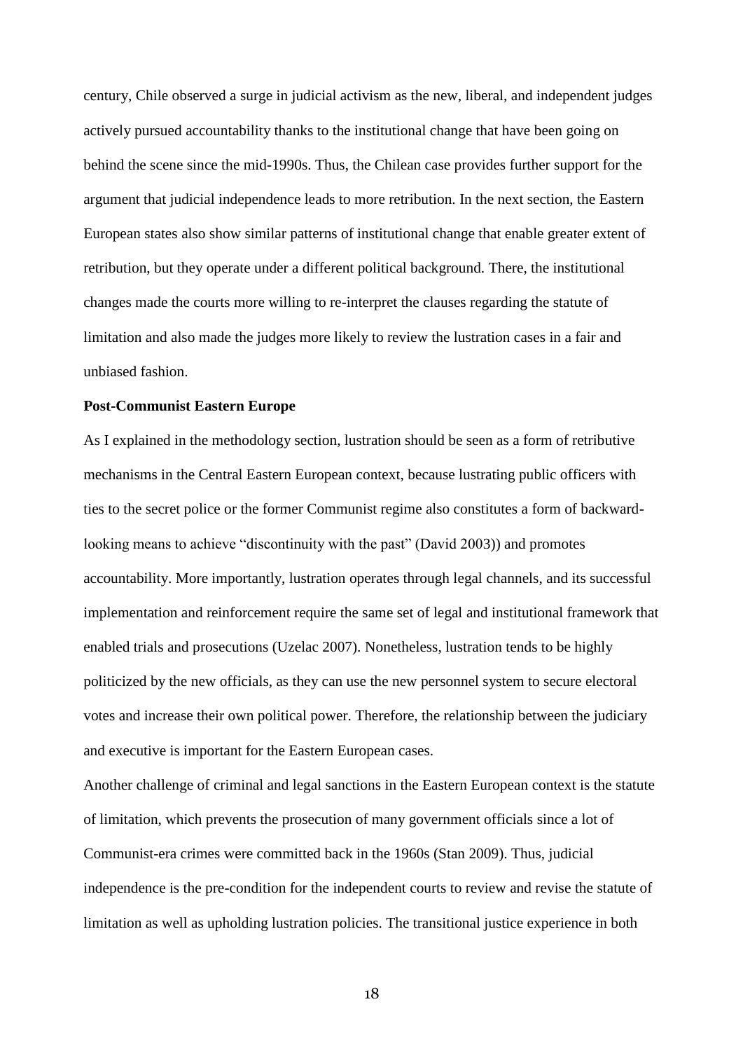century, Chile observed a surge in judicial activism as the new, liberal, and independent judges actively pursued accountability thanks to the institutional change that have been going on behind the scene since the mid-1990s. Thus, the Chilean case provides further support for the argument that judicial independence leads to more retribution. In the next section, the Eastern European states also show similar patterns of institutional change that enable greater extent of retribution, but they operate under a different political background. There, the institutional changes made the courts more willing to re-interpret the clauses regarding the statute of limitation and also made the judges more likely to review the lustration cases in a fair and unbiased fashion.

**Post-Communist Eastern Europe**

As I explained in the methodology section, lustration should be seen as a form of retributive mechanisms in the Central Eastern European context, because lustrating public officers with ties to the secret police or the former Communist regime also constitutes a form of backward-looking means to achieve "discontinuity with the past" (David 2003)) and promotes accountability. More importantly, lustration operates through legal channels, and its successful implementation and reinforcement require the same set of legal and institutional framework that enabled trials and prosecutions (Uzelac 2007). Nonetheless, lustration tends to be highly politicized by the new officials, as they can use the new personnel system to secure electoral votes and increase their own political power. Therefore, the relationship between the judiciary and executive is important for the Eastern European cases.

Another challenge of criminal and legal sanctions in the Eastern European context is the statute of limitation, which prevents the prosecution of many government officials since a lot of Communist-era crimes were committed back in the 1960s (Stan 2009). Thus, judicial independence is the pre-condition for the independent courts to review and revise the statute of limitation as well as upholding lustration policies. The transitional justice experience in both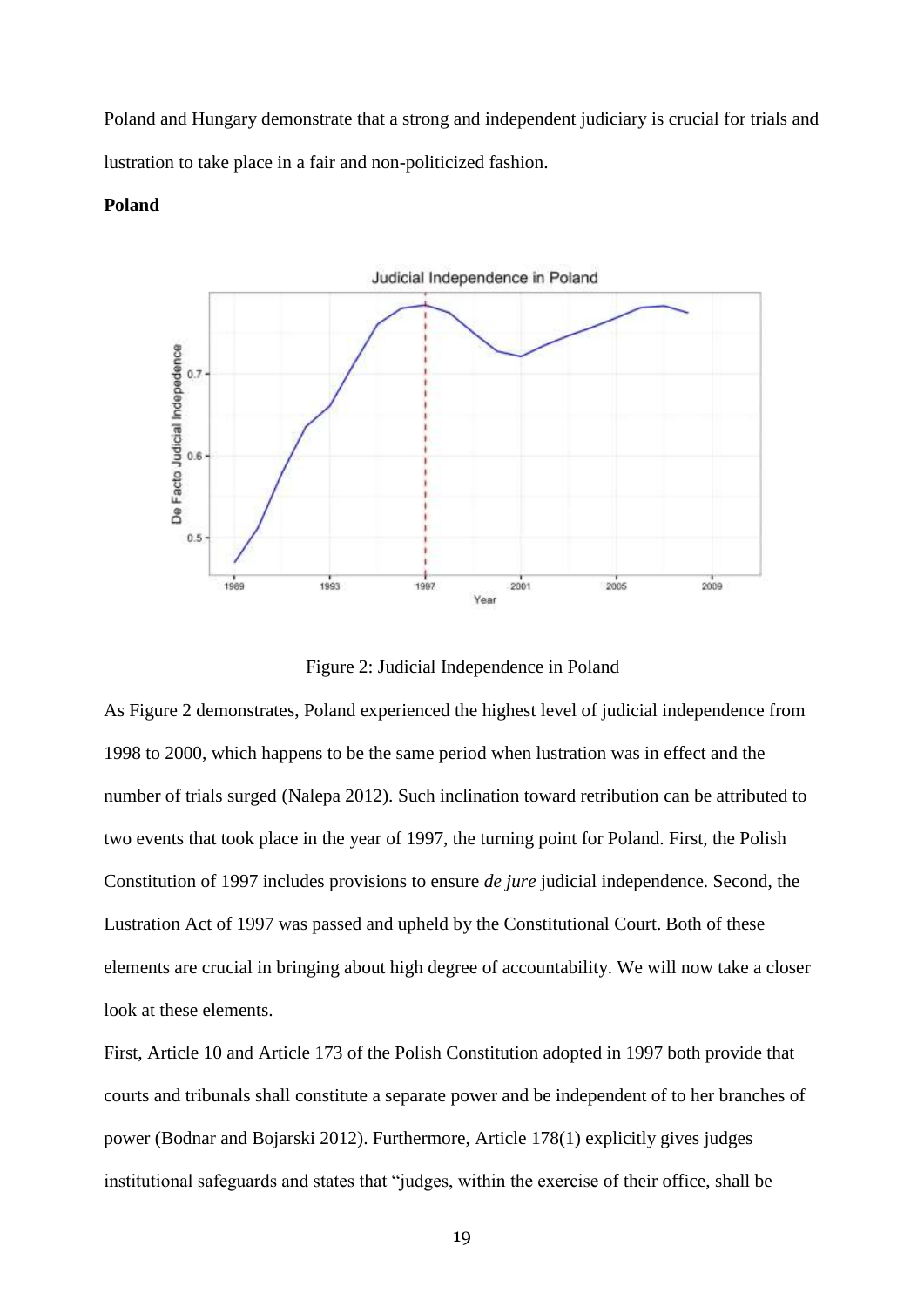Poland and Hungary demonstrate that a strong and independent judiciary is crucial for trials and lustration to take place in a fair and non-politicized fashion.

**Poland**

Figure 2: Judicial Independence in Poland

As Figure 2 demonstrates, Poland experienced the highest level of judicial independence from 1998 to 2000, which happens to be the same period when lustration was in effect and the number of trials surged (Nalepa 2012). Such inclination toward retribution can be attributed to two events that took place in the year of 1997, the turning point for Poland. First, the Polish Constitution of 1997 includes provisions to ensure *de jure* judicial independence. Second, the Lustration Act of 1997 was passed and upheld by the Constitutional Court. Both of these elements are crucial in bringing about high degree of accountability. We will now take a closer look at these elements.

First, Article 10 and Article 173 of the Polish Constitution adopted in 1997 both provide that courts and tribunals shall constitute a separate power and be independent of to her branches of power (Bodnar and Bojarski 2012). Furthermore, Article 178(1) explicitly gives judges institutional safeguards and states that "judges, within the exercise of their office, shall be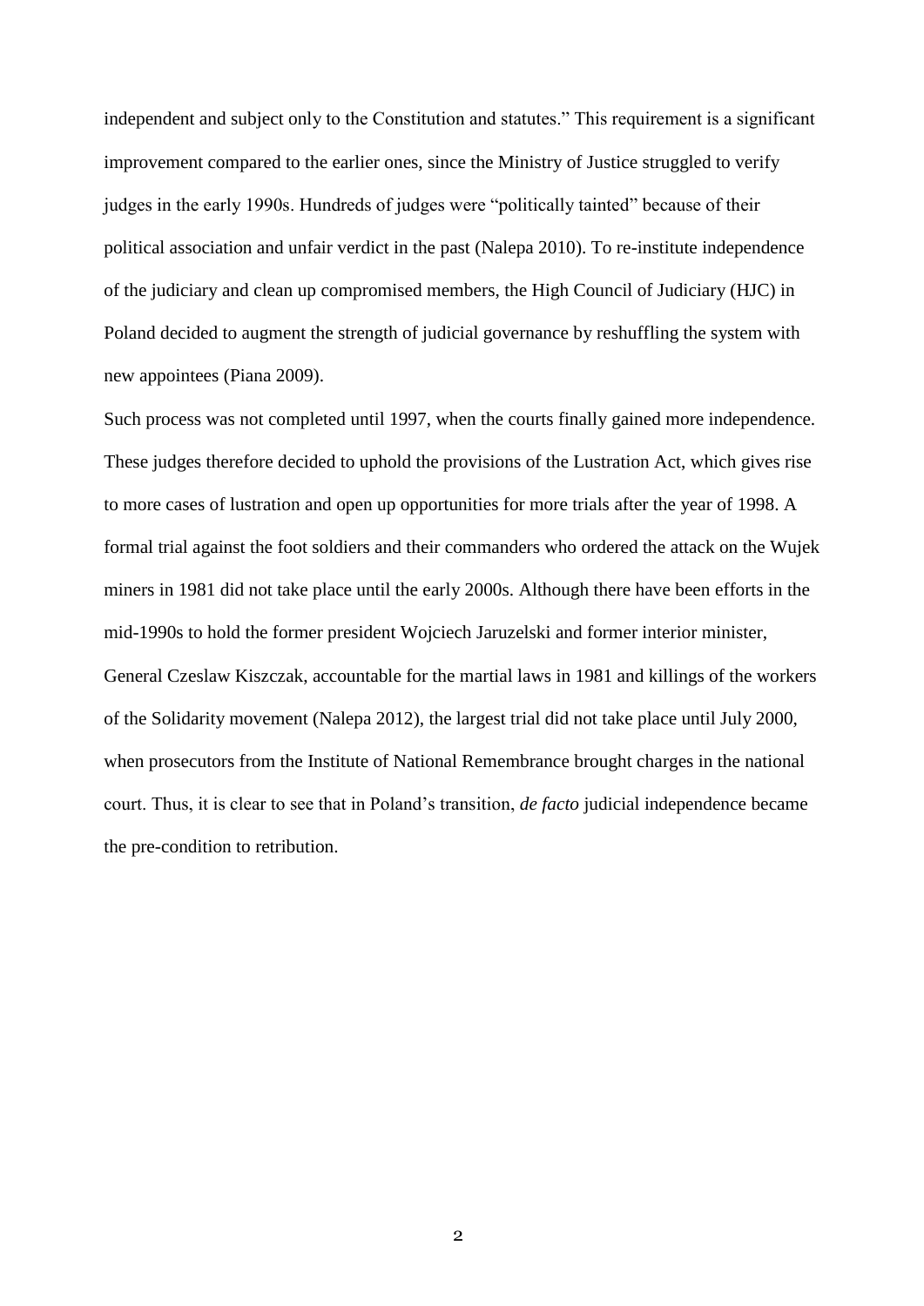independent and subject only to the Constitution and statutes." This requirement is a significant improvement compared to the earlier ones, since the Ministry of Justice struggled to verify judges in the early 1990s. Hundreds of judges were "politically tainted" because of their political association and unfair verdict in the past (Nalepa 2010). To re-institute independence of the judiciary and clean up compromised members, the High Council of Judiciary (HJC) in Poland decided to augment the strength of judicial governance by reshuffling the system with new appointees (Piana 2009).

Such process was not completed until 1997, when the courts finally gained more independence. These judges therefore decided to uphold the provisions of the Lustration Act, which gives rise to more cases of lustration and open up opportunities for more trials after the year of 1998. A formal trial against the foot soldiers and their commanders who ordered the attack on the Wujek miners in 1981 did not take place until the early 2000s. Although there have been efforts in the mid-1990s to hold the former president Wojciech Jaruzelski and former interior minister, General Czeslaw Kiszczak, accountable for the martial laws in 1981 and killings of the workers of the Solidarity movement (Nalepa 2012), the largest trial did not take place until July 2000, when prosecutors from the Institute of National Remembrance brought charges in the national court. Thus, it is clear to see that in Poland's transition, *de facto* judicial independence became the pre-condition to retribution.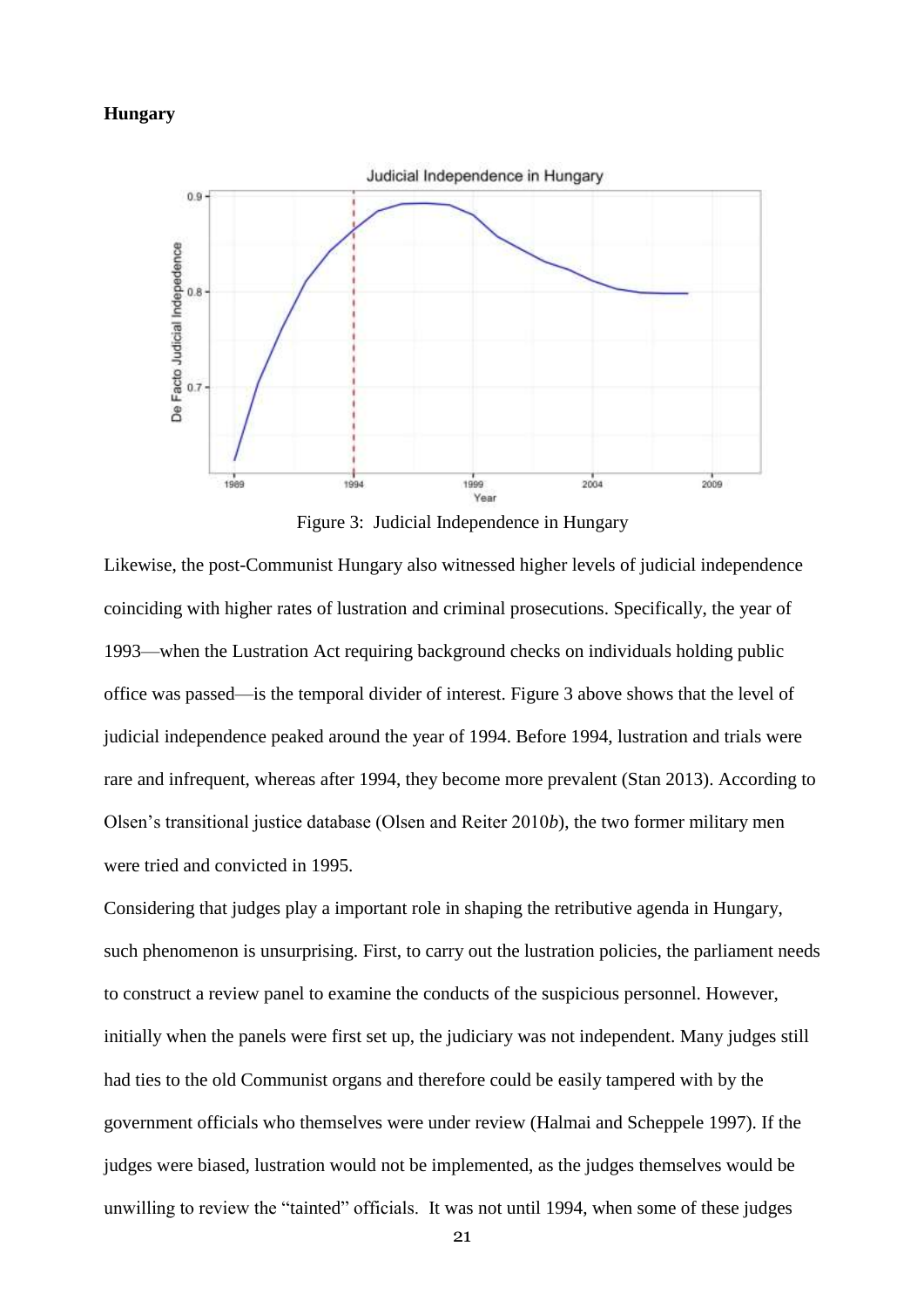**Hungary**

Figure 3: Judicial Independence in Hungary

Likewise, the post-Communist Hungary also witnessed higher levels of judicial independence coinciding with higher rates of lustration and criminal prosecutions. Specifically, the year of 1993—when the Lustration Act requiring background checks on individuals holding public office was passed—is the temporal divider of interest. Figure 3 above shows that the level of judicial independence peaked around the year of 1994. Before 1994, lustration and trials were rare and infrequent, whereas after 1994, they become more prevalent (Stan 2013). According to Olsen's transitional justice database (Olsen and Reiter 2010*b*), the two former military men were tried and convicted in 1995.

Considering that judges play a important role in shaping the retributive agenda in Hungary, such phenomenon is unsurprising. First, to carry out the lustration policies, the parliament needs to construct a review panel to examine the conducts of the suspicious personnel. However, initially when the panels were first set up, the judiciary was not independent. Many judges still had ties to the old Communist organs and therefore could be easily tampered with by the government officials who themselves were under review (Halmai and Scheppele 1997). If the judges were biased, lustration would not be implemented, as the judges themselves would be unwilling to review the "tainted" officials. It was not until 1994, when some of these judges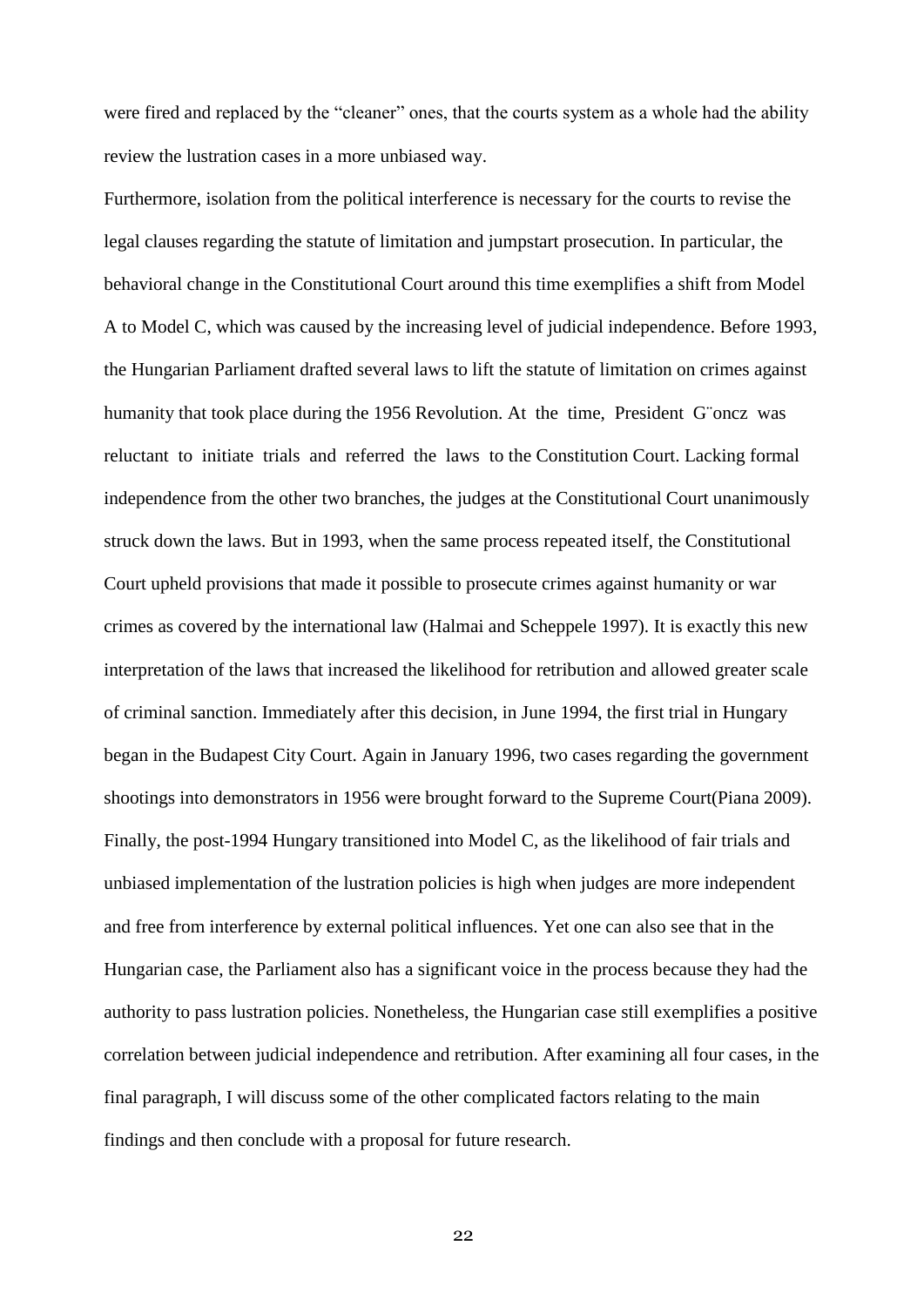were fired and replaced by the "cleaner" ones, that the courts system as a whole had the ability review the lustration cases in a more unbiased way.

Furthermore, isolation from the political interference is necessary for the courts to revise the legal clauses regarding the statute of limitation and jumpstart prosecution. In particular, the behavioral change in the Constitutional Court around this time exemplifies a shift from Model A to Model C, which was caused by the increasing level of judicial independence. Before 1993, the Hungarian Parliament drafted several laws to lift the statute of limitation on crimes against humanity that took place during the 1956 Revolution. At the time, President G¨oncz was reluctant to initiate trials and referred the laws to the Constitution Court. Lacking formal independence from the other two branches, the judges at the Constitutional Court unanimously struck down the laws. But in 1993, when the same process repeated itself, the Constitutional Court upheld provisions that made it possible to prosecute crimes against humanity or war crimes as covered by the international law (Halmai and Scheppele 1997). It is exactly this new interpretation of the laws that increased the likelihood for retribution and allowed greater scale of criminal sanction. Immediately after this decision, in June 1994, the first trial in Hungary began in the Budapest City Court. Again in January 1996, two cases regarding the government shootings into demonstrators in 1956 were brought forward to the Supreme Court(Piana 2009). Finally, the post-1994 Hungary transitioned into Model C, as the likelihood of fair trials and unbiased implementation of the lustration policies is high when judges are more independent and free from interference by external political influences. Yet one can also see that in the Hungarian case, the Parliament also has a significant voice in the process because they had the authority to pass lustration policies. Nonetheless, the Hungarian case still exemplifies a positive correlation between judicial independence and retribution. After examining all four cases, in the final paragraph, I will discuss some of the other complicated factors relating to the main findings and then conclude with a proposal for future research.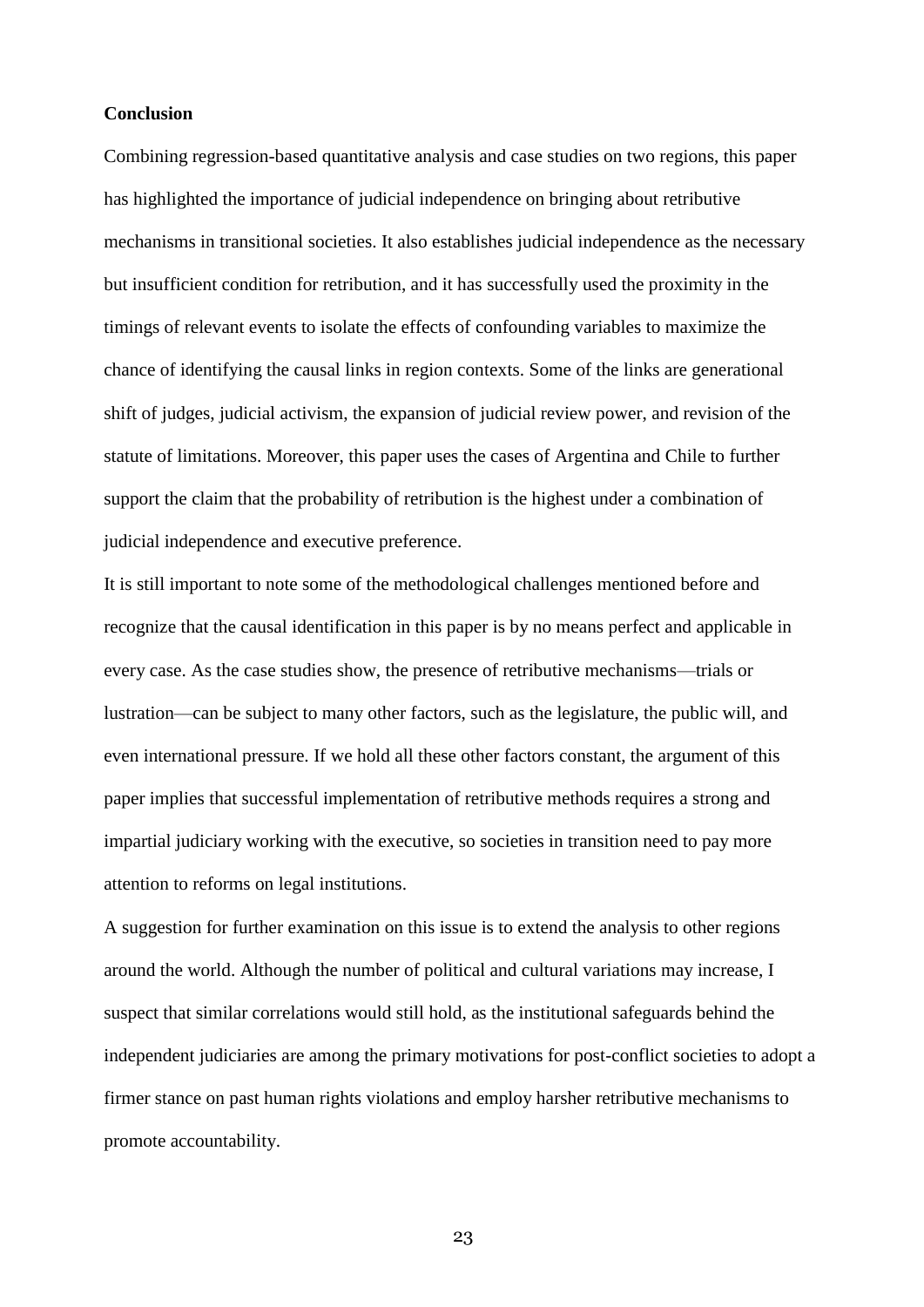**Conclusion**

Combining regression-based quantitative analysis and case studies on two regions, this paper has highlighted the importance of judicial independence on bringing about retributive mechanisms in transitional societies. It also establishes judicial independence as the necessary but insufficient condition for retribution, and it has successfully used the proximity in the timings of relevant events to isolate the effects of confounding variables to maximize the chance of identifying the causal links in region contexts. Some of the links are generational shift of judges, judicial activism, the expansion of judicial review power, and revision of the statute of limitations. Moreover, this paper uses the cases of Argentina and Chile to further support the claim that the probability of retribution is the highest under a combination of judicial independence and executive preference.

It is still important to note some of the methodological challenges mentioned before and recognize that the causal identification in this paper is by no means perfect and applicable in every case. As the case studies show, the presence of retributive mechanisms—trials or lustration—can be subject to many other factors, such as the legislature, the public will, and even international pressure. If we hold all these other factors constant, the argument of this paper implies that successful implementation of retributive methods requires a strong and impartial judiciary working with the executive, so societies in transition need to pay more attention to reforms on legal institutions.

A suggestion for further examination on this issue is to extend the analysis to other regions around the world. Although the number of political and cultural variations may increase, I suspect that similar correlations would still hold, as the institutional safeguards behind the independent judiciaries are among the primary motivations for post-conflict societies to adopt a firmer stance on past human rights violations and employ harsher retributive mechanisms to promote accountability.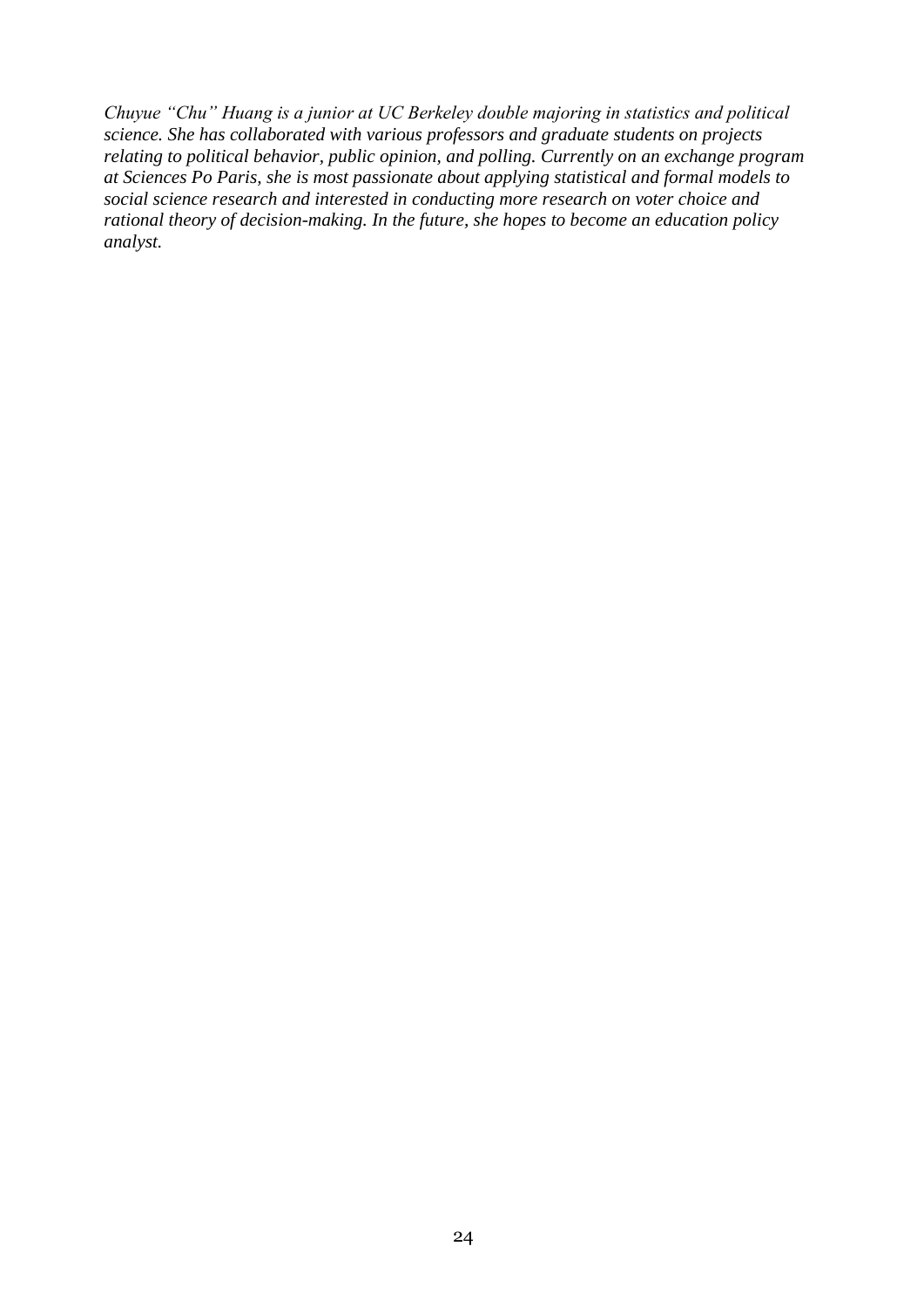*Chuyue “Chu” Huang is a junior at UC Berkeley double majoring in statistics and political science. She has collaborated with various professors and graduate students on projects relating to political behavior, public opinion, and polling. Currently on an exchange program at Sciences Po Paris, she is most passionate about applying statistical and formal models to social science research and interested in conducting more research on voter choice and rational theory of decision-making. In the future, she hopes to become an education policy analyst.*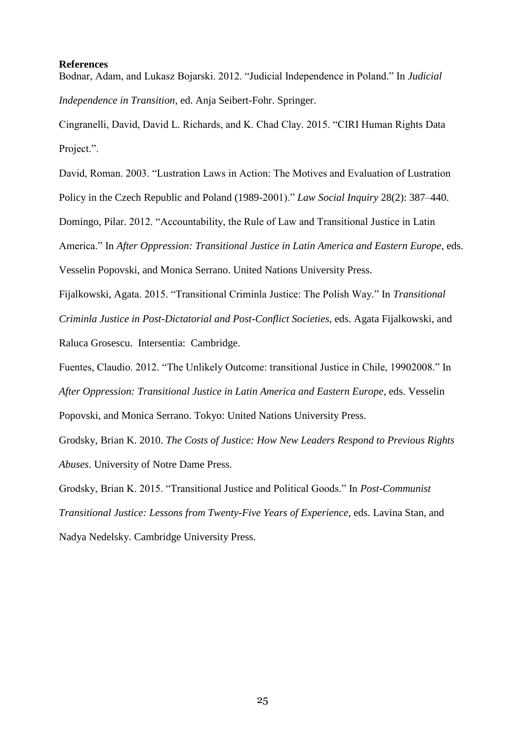**References**

Bodnar, Adam, and Lukasz Bojarski. 2012. "Judicial Independence in Poland." In *Judicial Independence in Transition*, ed. Anja Seibert-Fohr. Springer.

Cingranelli, David, David L. Richards, and K. Chad Clay. 2015. "CIRI Human Rights Data Project.".

David, Roman. 2003. "Lustration Laws in Action: The Motives and Evaluation of Lustration Policy in the Czech Republic and Poland (1989-2001)." *Law Social Inquiry* 28(2): 387–440.

Domingo, Pilar. 2012. "Accountability, the Rule of Law and Transitional Justice in Latin America." In *After Oppression: Transitional Justice in Latin America and Eastern Europe*, eds. Vesselin Popovski, and Monica Serrano. United Nations University Press.

Fijalkowski, Agata. 2015. "Transitional Criminla Justice: The Polish Way." In *Transitional Criminla Justice in Post-Dictatorial and Post-Conflict Societies*, eds. Agata Fijalkowski, and Raluca Grosescu. Intersentia: Cambridge.

Fuentes, Claudio. 2012. "The Unlikely Outcome: transitional Justice in Chile, 19902008." In *After Oppression: Transitional Justice in Latin America and Eastern Europe*, eds. Vesselin Popovski, and Monica Serrano. Tokyo: United Nations University Press.

Grodsky, Brian K. 2010. *The Costs of Justice: How New Leaders Respond to Previous Rights Abuses*. University of Notre Dame Press.

Grodsky, Brian K. 2015. "Transitional Justice and Political Goods." In *Post-Communist Transitional Justice: Lessons from Twenty-Five Years of Experience*, eds. Lavina Stan, and Nadya Nedelsky. Cambridge University Press.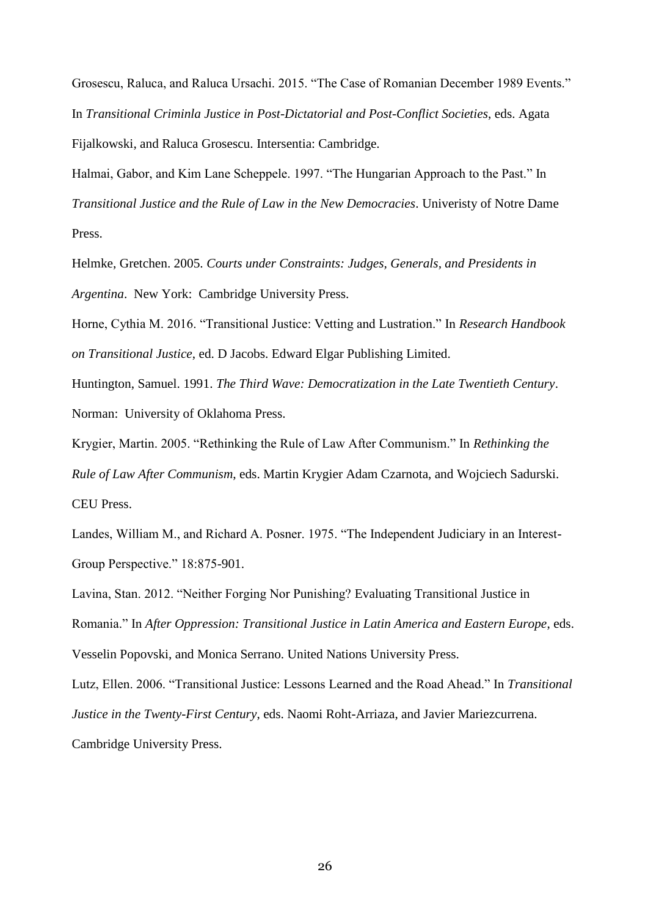Grosescu, Raluca, and Raluca Ursachi. 2015. "The Case of Romanian December 1989 Events." In *Transitional Criminla Justice in Post-Dictatorial and Post-Conflict Societies*, eds. Agata Fijalkowski, and Raluca Grosescu. Intersentia: Cambridge.

Halmai, Gabor, and Kim Lane Scheppele. 1997. "The Hungarian Approach to the Past." In *Transitional Justice and the Rule of Law in the New Democracies*. Univeristy of Notre Dame Press.

Helmke, Gretchen. 2005. *Courts under Constraints: Judges, Generals, and Presidents in Argentina*. New York: Cambridge University Press.

Horne, Cythia M. 2016. "Transitional Justice: Vetting and Lustration." In *Research Handbook on Transitional Justice*, ed. D Jacobs. Edward Elgar Publishing Limited.

Huntington, Samuel. 1991. *The Third Wave: Democratization in the Late Twentieth Century*. Norman: University of Oklahoma Press.

Krygier, Martin. 2005. "Rethinking the Rule of Law After Communism." In *Rethinking the Rule of Law After Communism*, eds. Martin Krygier Adam Czarnota, and Wojciech Sadurski. CEU Press.

Landes, William M., and Richard A. Posner. 1975. "The Independent Judiciary in an Interest-Group Perspective." 18:875-901.

Lavina, Stan. 2012. "Neither Forging Nor Punishing? Evaluating Transitional Justice in Romania." In *After Oppression: Transitional Justice in Latin America and Eastern Europe*, eds. Vesselin Popovski, and Monica Serrano. United Nations University Press.

Lutz, Ellen. 2006. "Transitional Justice: Lessons Learned and the Road Ahead." In *Transitional Justice in the Twenty-First Century*, eds. Naomi Roht-Arriaza, and Javier Mariezcurrena. Cambridge University Press.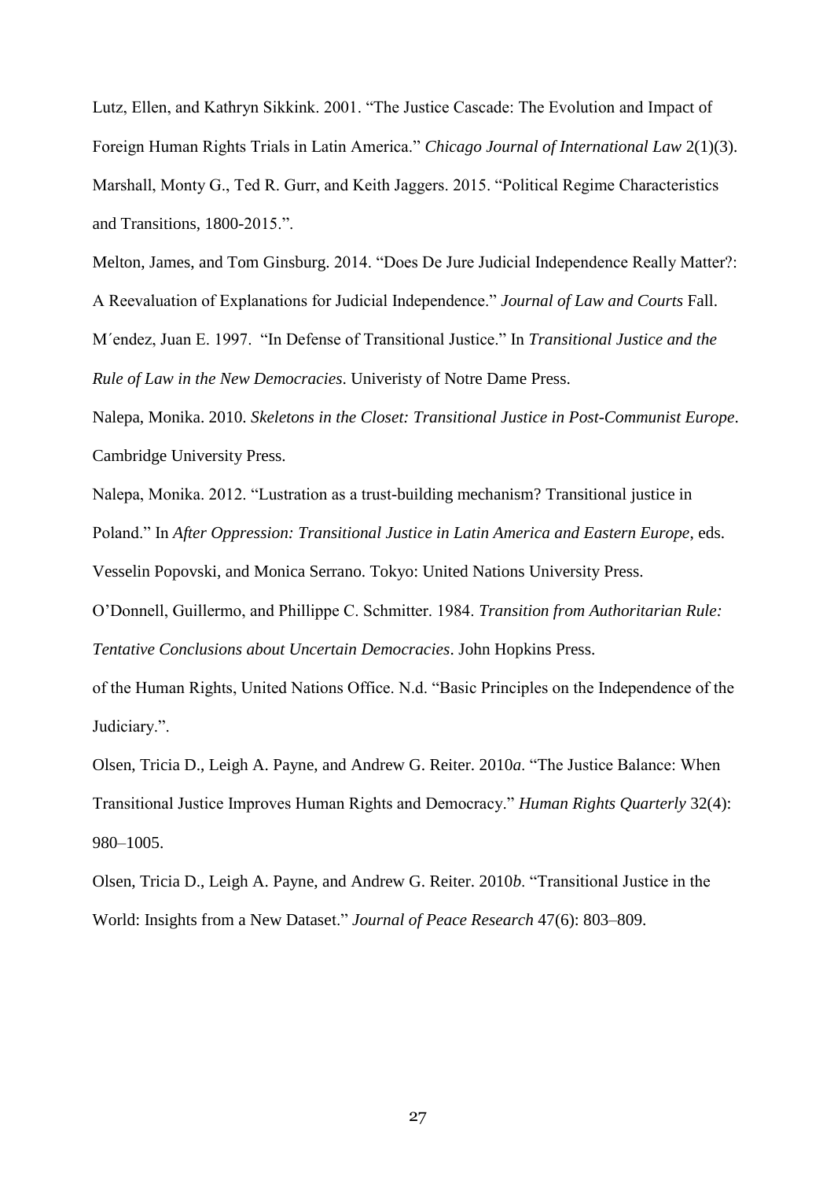Lutz, Ellen, and Kathryn Sikkink. 2001. "The Justice Cascade: The Evolution and Impact of Foreign Human Rights Trials in Latin America." *Chicago Journal of International Law* 2(1)(3).

Marshall, Monty G., Ted R. Gurr, and Keith Jaggers. 2015. "Political Regime Characteristics and Transitions, 1800-2015.".

Melton, James, and Tom Ginsburg. 2014. "Does De Jure Judicial Independence Really Matter?: A Reevaluation of Explanations for Judicial Independence." *Journal of Law and Courts* Fall.

M´endez, Juan E. 1997. "In Defense of Transitional Justice." In *Transitional Justice and the Rule of Law in the New Democracies*. Univeristy of Notre Dame Press.

Nalepa, Monika. 2010. *Skeletons in the Closet: Transitional Justice in Post-Communist Europe*. Cambridge University Press.

Nalepa, Monika. 2012. "Lustration as a trust-building mechanism? Transitional justice in Poland." In *After Oppression: Transitional Justice in Latin America and Eastern Europe*, eds. Vesselin Popovski, and Monica Serrano. Tokyo: United Nations University Press.

O'Donnell, Guillermo, and Phillippe C. Schmitter. 1984. *Transition from Authoritarian Rule: Tentative Conclusions about Uncertain Democracies*. John Hopkins Press.

of the Human Rights, United Nations Office. N.d. "Basic Principles on the Independence of the Judiciary.".

Olsen, Tricia D., Leigh A. Payne, and Andrew G. Reiter. 2010*a*. "The Justice Balance: When Transitional Justice Improves Human Rights and Democracy." *Human Rights Quarterly* 32(4): 980–1005.

Olsen, Tricia D., Leigh A. Payne, and Andrew G. Reiter. 2010*b*. "Transitional Justice in the World: Insights from a New Dataset." *Journal of Peace Research* 47(6): 803–809.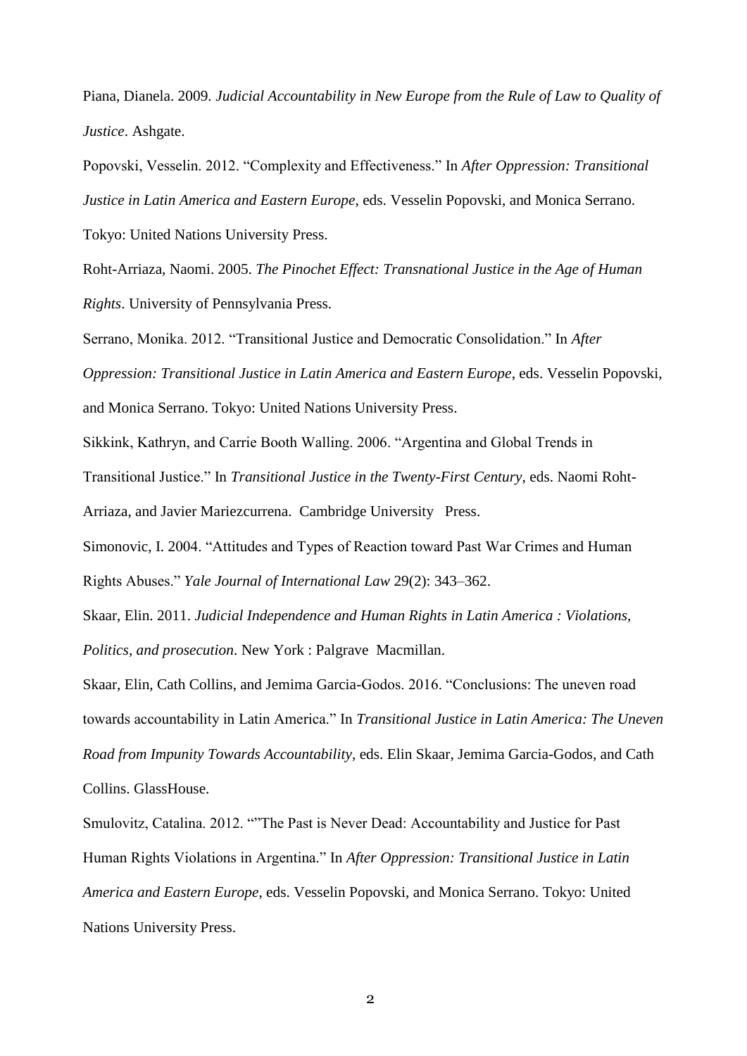Piana, Dianela. 2009. *Judicial Accountability in New Europe from the Rule of Law to Quality of Justice*. Ashgate.

Popovski, Vesselin. 2012. "Complexity and Effectiveness." In *After Oppression: Transitional Justice in Latin America and Eastern Europe*, eds. Vesselin Popovski, and Monica Serrano. Tokyo: United Nations University Press.

Roht-Arriaza, Naomi. 2005. *The Pinochet Effect: Transnational Justice in the Age of Human Rights*. University of Pennsylvania Press.

Serrano, Monika. 2012. "Transitional Justice and Democratic Consolidation." In *After Oppression: Transitional Justice in Latin America and Eastern Europe*, eds. Vesselin Popovski, and Monica Serrano. Tokyo: United Nations University Press.

Sikkink, Kathryn, and Carrie Booth Walling. 2006. "Argentina and Global Trends in Transitional Justice." In *Transitional Justice in the Twenty-First Century*, eds. Naomi Roht-Arriaza, and Javier Mariezcurrena. Cambridge University Press.

Simonovic, I. 2004. "Attitudes and Types of Reaction toward Past War Crimes and Human Rights Abuses." *Yale Journal of International Law* 29(2): 343–362.

Skaar, Elin. 2011. *Judicial Independence and Human Rights in Latin America : Violations, Politics, and prosecution*. New York : Palgrave Macmillan.

Skaar, Elin, Cath Collins, and Jemima Garcia-Godos. 2016. "Conclusions: The uneven road towards accountability in Latin America." In *Transitional Justice in Latin America: The Uneven Road from Impunity Towards Accountability*, eds. Elin Skaar, Jemima Garcia-Godos, and Cath Collins. GlassHouse.

Smulovitz, Catalina. 2012. """The Past is Never Dead: Accountability and Justice for Past Human Rights Violations in Argentina." In *After Oppression: Transitional Justice in Latin America and Eastern Europe*, eds. Vesselin Popovski, and Monica Serrano. Tokyo: United Nations University Press.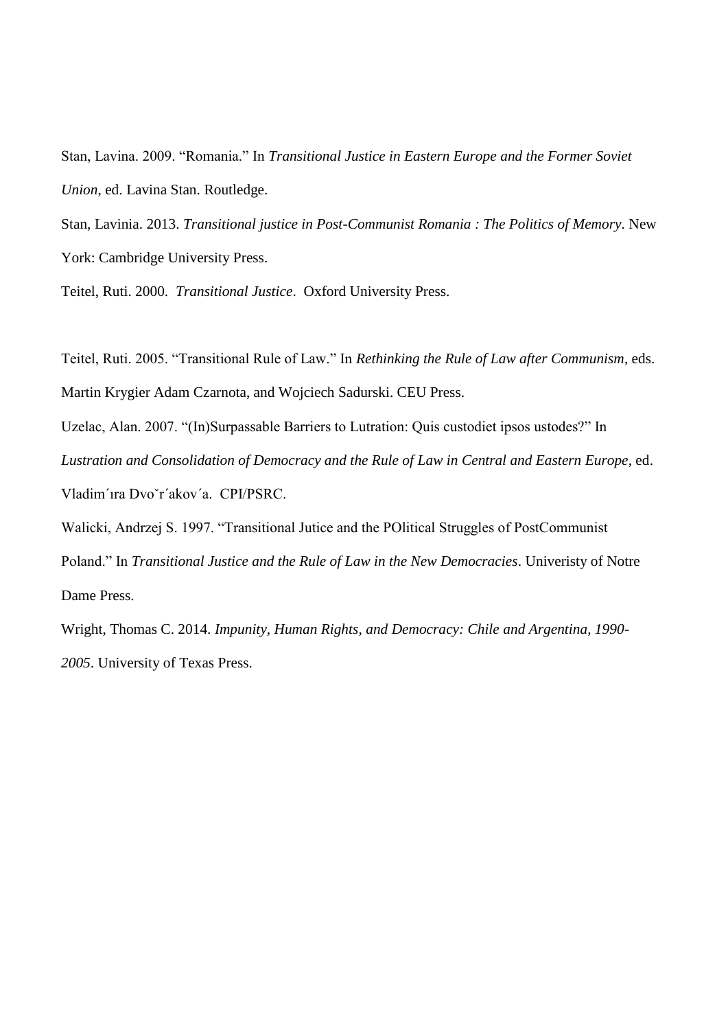Stan, Lavina. 2009. "Romania." In *Transitional Justice in Eastern Europe and the Former Soviet Union*, ed. Lavina Stan. Routledge.

Stan, Lavinia. 2013. *Transitional justice in Post-Communist Romania : The Politics of Memory*. New York: Cambridge University Press.

Teitel, Ruti. 2000. *Transitional Justice*. Oxford University Press.

Teitel, Ruti. 2005. "Transitional Rule of Law." In *Rethinking the Rule of Law after Communism*, eds. Martin Krygier Adam Czarnota, and Wojciech Sadurski. CEU Press.

Uzelac, Alan. 2007. "(In)Surpassable Barriers to Lutration: Quis custodiet ipsos ustodes?" In *Lustration and Consolidation of Democracy and the Rule of Law in Central and Eastern Europe*, ed. Vladim´ıra Dvoˇr´akov´a. CPI/PSRC.

Walicki, Andrzej S. 1997. "Transitional Jutice and the POlitical Struggles of PostCommunist Poland." In *Transitional Justice and the Rule of Law in the New Democracies*. Univeristy of Notre Dame Press.

Wright, Thomas C. 2014. *Impunity, Human Rights, and Democracy: Chile and Argentina, 1990-2005*. University of Texas Press.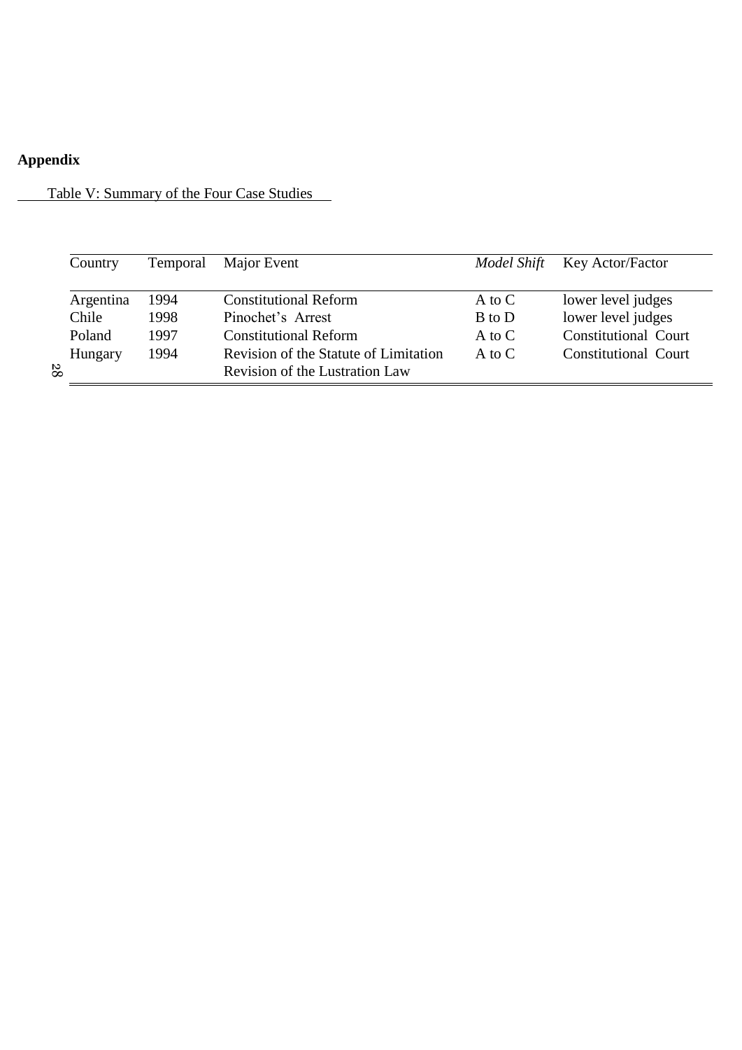## Appendix

Table V: Summary of the Four Case Studies

| Country | Temporal | Major Event | *Model Shift* | Key Actor/Factor |
|---|---|---|---|---|
| Argentina | 1994 | Constitutional Reform | A to C | lower level judges |
| Chile | 1998 | Pinochet's Arrest | B to D | lower level judges |
| Poland | 1997 | Constitutional Reform | A to C | Constitutional Court |
| Hungary | 1994 | Revision of the Statute of Limitation<br>Revision of the Lustration Law | A to C | Constitutional Court |